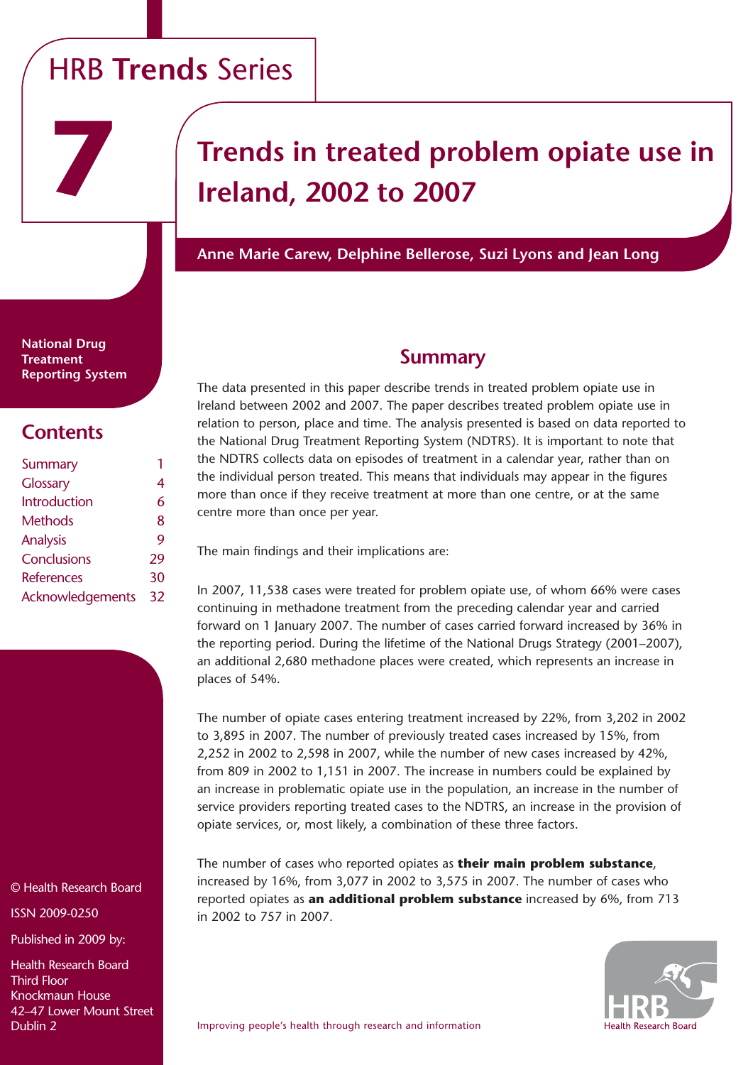# HRB Trends Series

# 7

# Trends in treated problem opiate use in Ireland, 2002 to 2007

**Anne Marie Carew, Delphine Bellerose, Suzi Lyons and Jean Long**

**National Drug Treatment Reporting System**

## Contents

| | |
|---|---|
| Summary | 1 |
| Glossary | 4 |
| Introduction | 6 |
| Methods | 8 |
| Analysis | 9 |
| Conclusions | 29 |
| References | 30 |
| Acknowledgements | 32 |

© Health Research Board

ISSN 2009-0250

Published in 2009 by:

Health Research Board
Third Floor
Knockmaun House
42–47 Lower Mount Street
Dublin 2

## Summary

The data presented in this paper describe trends in treated problem opiate use in Ireland between 2002 and 2007. The paper describes treated problem opiate use in relation to person, place and time. The analysis presented is based on data reported to the National Drug Treatment Reporting System (NDTRS). It is important to note that the NDTRS collects data on episodes of treatment in a calendar year, rather than on the individual person treated. This means that individuals may appear in the figures more than once if they receive treatment at more than one centre, or at the same centre more than once per year.

The main findings and their implications are:

In 2007, 11,538 cases were treated for problem opiate use, of whom 66% were cases continuing in methadone treatment from the preceding calendar year and carried forward on 1 January 2007. The number of cases carried forward increased by 36% in the reporting period. During the lifetime of the National Drugs Strategy (2001–2007), an additional 2,680 methadone places were created, which represents an increase in places of 54%.

The number of opiate cases entering treatment increased by 22%, from 3,202 in 2002 to 3,895 in 2007. The number of previously treated cases increased by 15%, from 2,252 in 2002 to 2,598 in 2007, while the number of new cases increased by 42%, from 809 in 2002 to 1,151 in 2007. The increase in numbers could be explained by an increase in problematic opiate use in the population, an increase in the number of service providers reporting treated cases to the NDTRS, an increase in the provision of opiate services, or, most likely, a combination of these three factors.

The number of cases who reported opiates as **their main problem substance**, increased by 16%, from 3,077 in 2002 to 3,575 in 2007. The number of cases who reported opiates as **an additional problem substance** increased by 6%, from 713 in 2002 to 757 in 2007.

Improving people's health through research and information

HRB Health Research Board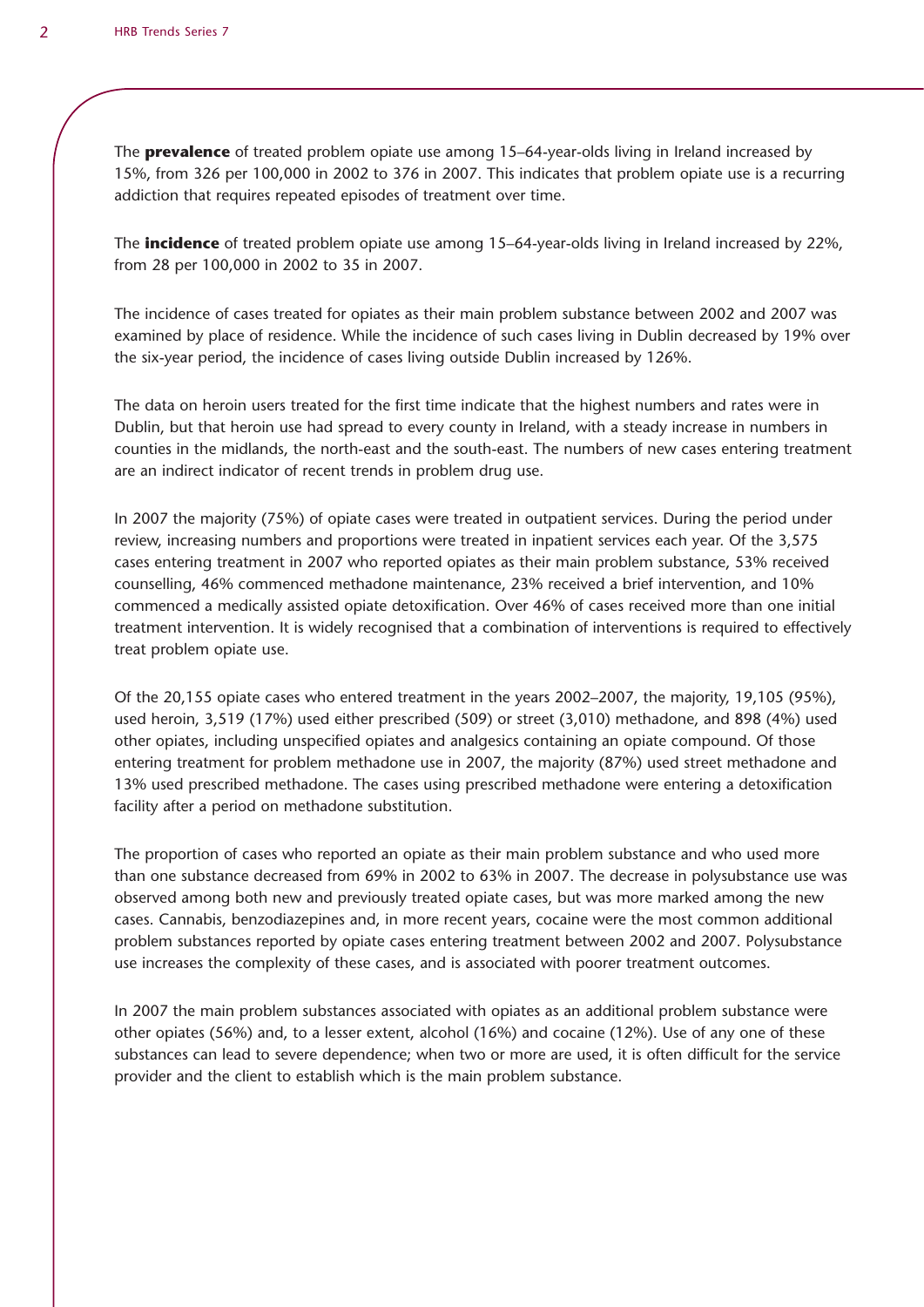The **prevalence** of treated problem opiate use among 15–64-year-olds living in Ireland increased by 15%, from 326 per 100,000 in 2002 to 376 in 2007. This indicates that problem opiate use is a recurring addiction that requires repeated episodes of treatment over time.

The **incidence** of treated problem opiate use among 15–64-year-olds living in Ireland increased by 22%, from 28 per 100,000 in 2002 to 35 in 2007.

The incidence of cases treated for opiates as their main problem substance between 2002 and 2007 was examined by place of residence. While the incidence of such cases living in Dublin decreased by 19% over the six-year period, the incidence of cases living outside Dublin increased by 126%.

The data on heroin users treated for the first time indicate that the highest numbers and rates were in Dublin, but that heroin use had spread to every county in Ireland, with a steady increase in numbers in counties in the midlands, the north-east and the south-east. The numbers of new cases entering treatment are an indirect indicator of recent trends in problem drug use.

In 2007 the majority (75%) of opiate cases were treated in outpatient services. During the period under review, increasing numbers and proportions were treated in inpatient services each year. Of the 3,575 cases entering treatment in 2007 who reported opiates as their main problem substance, 53% received counselling, 46% commenced methadone maintenance, 23% received a brief intervention, and 10% commenced a medically assisted opiate detoxification. Over 46% of cases received more than one initial treatment intervention. It is widely recognised that a combination of interventions is required to effectively treat problem opiate use.

Of the 20,155 opiate cases who entered treatment in the years 2002–2007, the majority, 19,105 (95%), used heroin, 3,519 (17%) used either prescribed (509) or street (3,010) methadone, and 898 (4%) used other opiates, including unspecified opiates and analgesics containing an opiate compound. Of those entering treatment for problem methadone use in 2007, the majority (87%) used street methadone and 13% used prescribed methadone. The cases using prescribed methadone were entering a detoxification facility after a period on methadone substitution.

The proportion of cases who reported an opiate as their main problem substance and who used more than one substance decreased from 69% in 2002 to 63% in 2007. The decrease in polysubstance use was observed among both new and previously treated opiate cases, but was more marked among the new cases. Cannabis, benzodiazepines and, in more recent years, cocaine were the most common additional problem substances reported by opiate cases entering treatment between 2002 and 2007. Polysubstance use increases the complexity of these cases, and is associated with poorer treatment outcomes.

In 2007 the main problem substances associated with opiates as an additional problem substance were other opiates (56%) and, to a lesser extent, alcohol (16%) and cocaine (12%). Use of any one of these substances can lead to severe dependence; when two or more are used, it is often difficult for the service provider and the client to establish which is the main problem substance.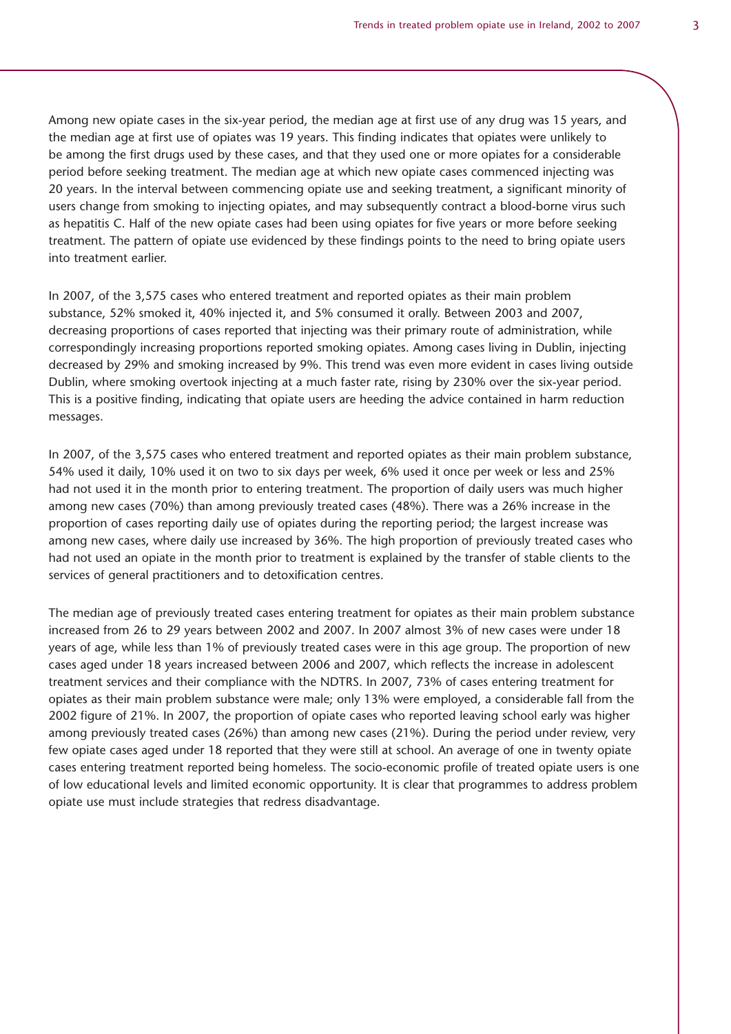Among new opiate cases in the six-year period, the median age at first use of any drug was 15 years, and the median age at first use of opiates was 19 years. This finding indicates that opiates were unlikely to be among the first drugs used by these cases, and that they used one or more opiates for a considerable period before seeking treatment. The median age at which new opiate cases commenced injecting was 20 years. In the interval between commencing opiate use and seeking treatment, a significant minority of users change from smoking to injecting opiates, and may subsequently contract a blood-borne virus such as hepatitis C. Half of the new opiate cases had been using opiates for five years or more before seeking treatment. The pattern of opiate use evidenced by these findings points to the need to bring opiate users into treatment earlier.

In 2007, of the 3,575 cases who entered treatment and reported opiates as their main problem substance, 52% smoked it, 40% injected it, and 5% consumed it orally. Between 2003 and 2007, decreasing proportions of cases reported that injecting was their primary route of administration, while correspondingly increasing proportions reported smoking opiates. Among cases living in Dublin, injecting decreased by 29% and smoking increased by 9%. This trend was even more evident in cases living outside Dublin, where smoking overtook injecting at a much faster rate, rising by 230% over the six-year period. This is a positive finding, indicating that opiate users are heeding the advice contained in harm reduction messages.

In 2007, of the 3,575 cases who entered treatment and reported opiates as their main problem substance, 54% used it daily, 10% used it on two to six days per week, 6% used it once per week or less and 25% had not used it in the month prior to entering treatment. The proportion of daily users was much higher among new cases (70%) than among previously treated cases (48%). There was a 26% increase in the proportion of cases reporting daily use of opiates during the reporting period; the largest increase was among new cases, where daily use increased by 36%. The high proportion of previously treated cases who had not used an opiate in the month prior to treatment is explained by the transfer of stable clients to the services of general practitioners and to detoxification centres.

The median age of previously treated cases entering treatment for opiates as their main problem substance increased from 26 to 29 years between 2002 and 2007. In 2007 almost 3% of new cases were under 18 years of age, while less than 1% of previously treated cases were in this age group. The proportion of new cases aged under 18 years increased between 2006 and 2007, which reflects the increase in adolescent treatment services and their compliance with the NDTRS. In 2007, 73% of cases entering treatment for opiates as their main problem substance were male; only 13% were employed, a considerable fall from the 2002 figure of 21%. In 2007, the proportion of opiate cases who reported leaving school early was higher among previously treated cases (26%) than among new cases (21%). During the period under review, very few opiate cases aged under 18 reported that they were still at school. An average of one in twenty opiate cases entering treatment reported being homeless. The socio-economic profile of treated opiate users is one of low educational levels and limited economic opportunity. It is clear that programmes to address problem opiate use must include strategies that redress disadvantage.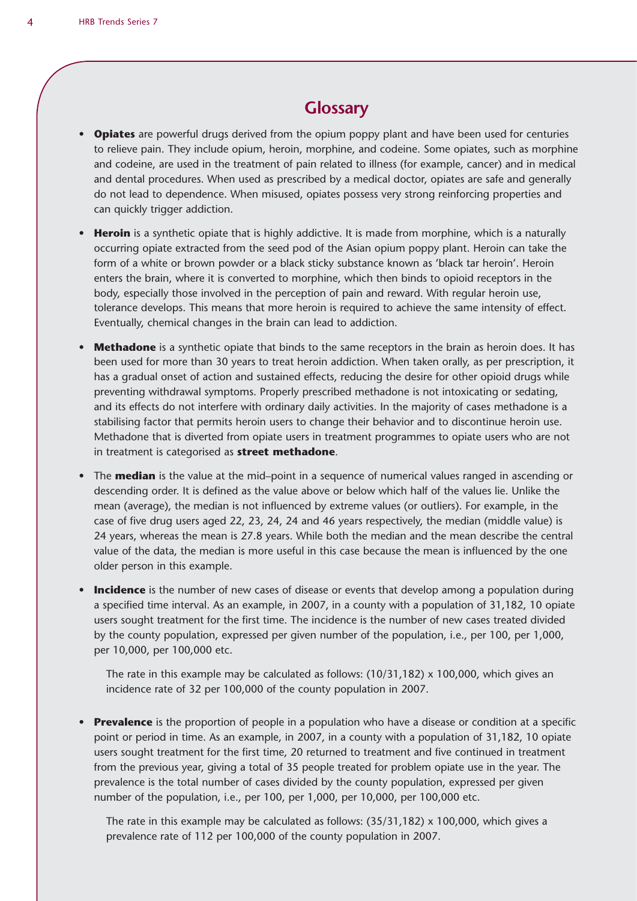# Glossary

- **Opiates** are powerful drugs derived from the opium poppy plant and have been used for centuries to relieve pain. They include opium, heroin, morphine, and codeine. Some opiates, such as morphine and codeine, are used in the treatment of pain related to illness (for example, cancer) and in medical and dental procedures. When used as prescribed by a medical doctor, opiates are safe and generally do not lead to dependence. When misused, opiates possess very strong reinforcing properties and can quickly trigger addiction.

- **Heroin** is a synthetic opiate that is highly addictive. It is made from morphine, which is a naturally occurring opiate extracted from the seed pod of the Asian opium poppy plant. Heroin can take the form of a white or brown powder or a black sticky substance known as 'black tar heroin'. Heroin enters the brain, where it is converted to morphine, which then binds to opioid receptors in the body, especially those involved in the perception of pain and reward. With regular heroin use, tolerance develops. This means that more heroin is required to achieve the same intensity of effect. Eventually, chemical changes in the brain can lead to addiction.

- **Methadone** is a synthetic opiate that binds to the same receptors in the brain as heroin does. It has been used for more than 30 years to treat heroin addiction. When taken orally, as per prescription, it has a gradual onset of action and sustained effects, reducing the desire for other opioid drugs while preventing withdrawal symptoms. Properly prescribed methadone is not intoxicating or sedating, and its effects do not interfere with ordinary daily activities. In the majority of cases methadone is a stabilising factor that permits heroin users to change their behavior and to discontinue heroin use. Methadone that is diverted from opiate users in treatment programmes to opiate users who are not in treatment is categorised as **street methadone**.

- The **median** is the value at the mid–point in a sequence of numerical values ranged in ascending or descending order. It is defined as the value above or below which half of the values lie. Unlike the mean (average), the median is not influenced by extreme values (or outliers). For example, in the case of five drug users aged 22, 23, 24, 24 and 46 years respectively, the median (middle value) is 24 years, whereas the mean is 27.8 years. While both the median and the mean describe the central value of the data, the median is more useful in this case because the mean is influenced by the one older person in this example.

- **Incidence** is the number of new cases of disease or events that develop among a population during a specified time interval. As an example, in 2007, in a county with a population of 31,182, 10 opiate users sought treatment for the first time. The incidence is the number of new cases treated divided by the county population, expressed per given number of the population, i.e., per 100, per 1,000, per 10,000, per 100,000 etc.

  The rate in this example may be calculated as follows: $(10/31{,}182) \times 100{,}000$, which gives an incidence rate of 32 per 100,000 of the county population in 2007.

- **Prevalence** is the proportion of people in a population who have a disease or condition at a specific point or period in time. As an example, in 2007, in a county with a population of 31,182, 10 opiate users sought treatment for the first time, 20 returned to treatment and five continued in treatment from the previous year, giving a total of 35 people treated for problem opiate use in the year. The prevalence is the total number of cases divided by the county population, expressed per given number of the population, i.e., per 100, per 1,000, per 10,000, per 100,000 etc.

  The rate in this example may be calculated as follows: $(35/31{,}182) \times 100{,}000$, which gives a prevalence rate of 112 per 100,000 of the county population in 2007.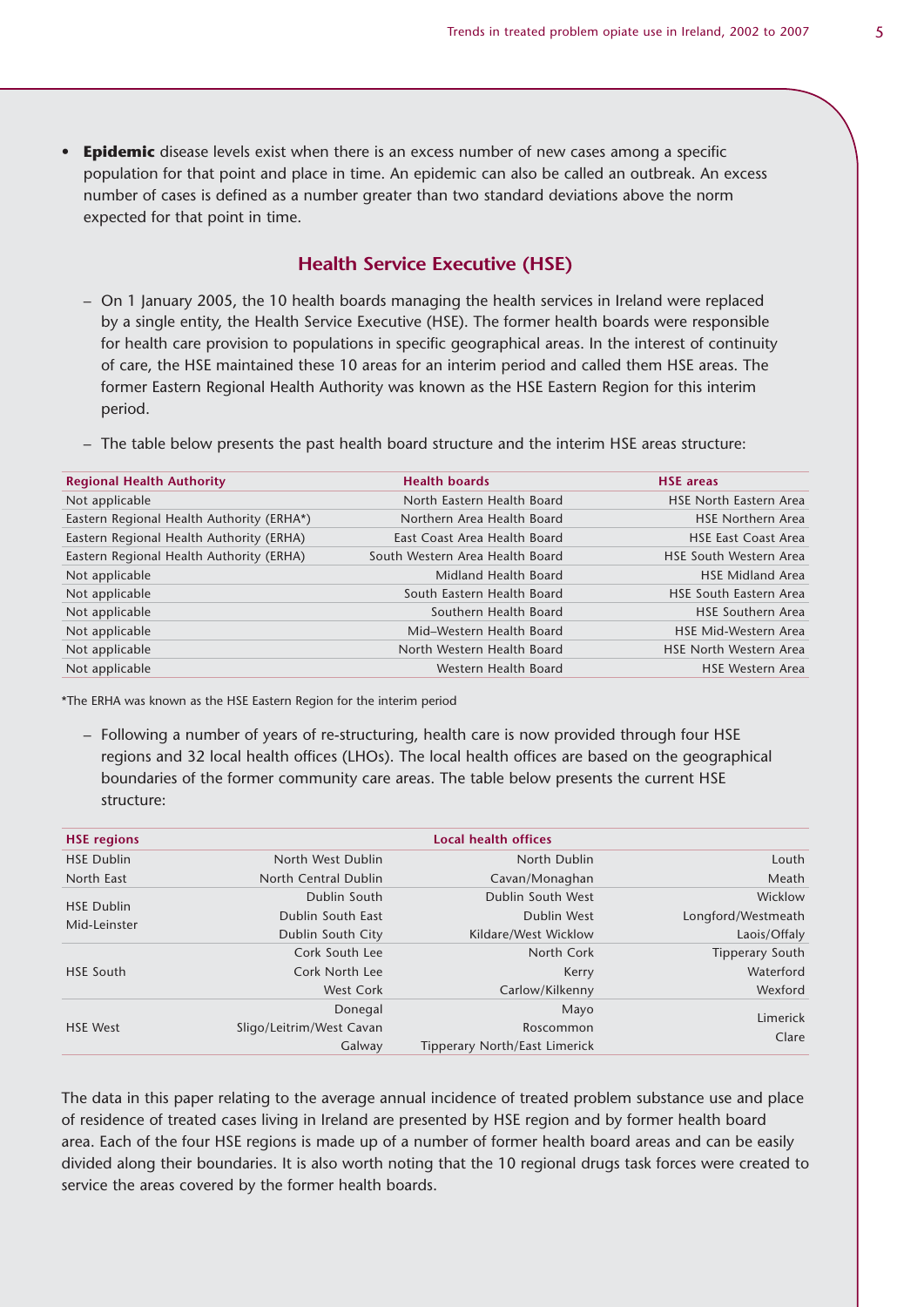- **Epidemic** disease levels exist when there is an excess number of new cases among a specific population for that point and place in time. An epidemic can also be called an outbreak. An excess number of cases is defined as a number greater than two standard deviations above the norm expected for that point in time.

## Health Service Executive (HSE)

– On 1 January 2005, the 10 health boards managing the health services in Ireland were replaced by a single entity, the Health Service Executive (HSE). The former health boards were responsible for health care provision to populations in specific geographical areas. In the interest of continuity of care, the HSE maintained these 10 areas for an interim period and called them HSE areas. The former Eastern Regional Health Authority was known as the HSE Eastern Region for this interim period.

– The table below presents the past health board structure and the interim HSE areas structure:

| Regional Health Authority | Health boards | HSE areas |
|---|---|---|
| Not applicable | North Eastern Health Board | HSE North Eastern Area |
| Eastern Regional Health Authority (ERHA*) | Northern Area Health Board | HSE Northern Area |
| Eastern Regional Health Authority (ERHA) | East Coast Area Health Board | HSE East Coast Area |
| Eastern Regional Health Authority (ERHA) | South Western Area Health Board | HSE South Western Area |
| Not applicable | Midland Health Board | HSE Midland Area |
| Not applicable | South Eastern Health Board | HSE South Eastern Area |
| Not applicable | Southern Health Board | HSE Southern Area |
| Not applicable | Mid–Western Health Board | HSE Mid-Western Area |
| Not applicable | North Western Health Board | HSE North Western Area |
| Not applicable | Western Health Board | HSE Western Area |

*The ERHA was known as the HSE Eastern Region for the interim period

– Following a number of years of re-structuring, health care is now provided through four HSE regions and 32 local health offices (LHOs). The local health offices are based on the geographical boundaries of the former community care areas. The table below presents the current HSE structure:

| HSE regions | Local health offices | | |
|---|---|---|---|
| HSE Dublin North East | North West Dublin | North Dublin | Louth |
| | North Central Dublin | Cavan/Monaghan | Meath |
| HSE Dublin Mid-Leinster | Dublin South | Dublin South West | Wicklow |
| | Dublin South East | Dublin West | Longford/Westmeath |
| | Dublin South City | Kildare/West Wicklow | Laois/Offaly |
| HSE South | Cork South Lee | North Cork | Tipperary South |
| | Cork North Lee | Kerry | Waterford |
| | West Cork | Carlow/Kilkenny | Wexford |
| HSE West | Donegal | Mayo | Limerick |
| | Sligo/Leitrim/West Cavan | Roscommon | Clare |
| | Galway | Tipperary North/East Limerick | |

The data in this paper relating to the average annual incidence of treated problem substance use and place of residence of treated cases living in Ireland are presented by HSE region and by former health board area. Each of the four HSE regions is made up of a number of former health board areas and can be easily divided along their boundaries. It is also worth noting that the 10 regional drugs task forces were created to service the areas covered by the former health boards.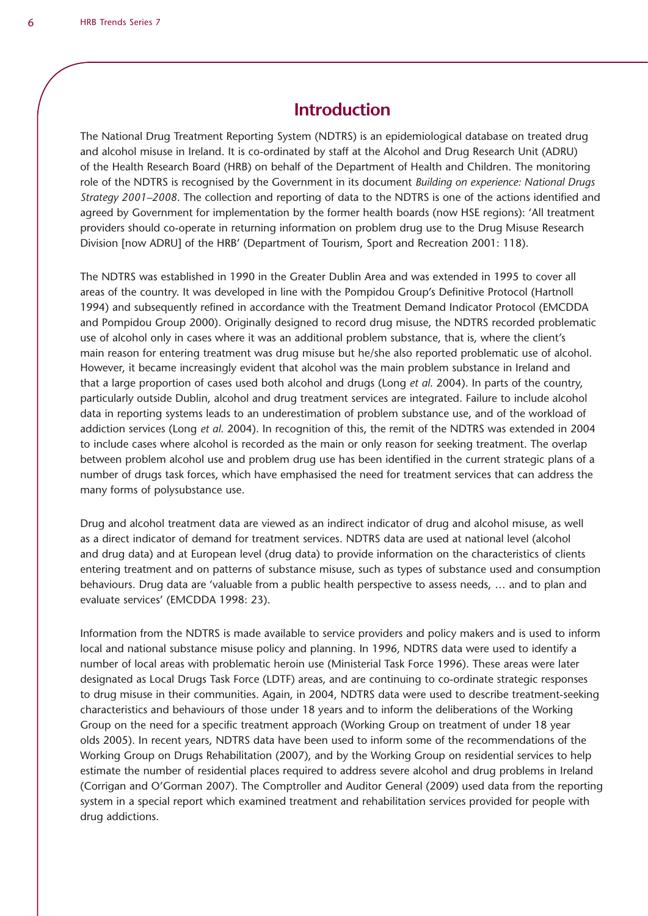# Introduction

The National Drug Treatment Reporting System (NDTRS) is an epidemiological database on treated drug and alcohol misuse in Ireland. It is co-ordinated by staff at the Alcohol and Drug Research Unit (ADRU) of the Health Research Board (HRB) on behalf of the Department of Health and Children. The monitoring role of the NDTRS is recognised by the Government in its document *Building on experience: National Drugs Strategy 2001–2008*. The collection and reporting of data to the NDTRS is one of the actions identified and agreed by Government for implementation by the former health boards (now HSE regions): 'All treatment providers should co-operate in returning information on problem drug use to the Drug Misuse Research Division [now ADRU] of the HRB' (Department of Tourism, Sport and Recreation 2001: 118).

The NDTRS was established in 1990 in the Greater Dublin Area and was extended in 1995 to cover all areas of the country. It was developed in line with the Pompidou Group's Definitive Protocol (Hartnoll 1994) and subsequently refined in accordance with the Treatment Demand Indicator Protocol (EMCDDA and Pompidou Group 2000). Originally designed to record drug misuse, the NDTRS recorded problematic use of alcohol only in cases where it was an additional problem substance, that is, where the client's main reason for entering treatment was drug misuse but he/she also reported problematic use of alcohol. However, it became increasingly evident that alcohol was the main problem substance in Ireland and that a large proportion of cases used both alcohol and drugs (Long *et al.* 2004). In parts of the country, particularly outside Dublin, alcohol and drug treatment services are integrated. Failure to include alcohol data in reporting systems leads to an underestimation of problem substance use, and of the workload of addiction services (Long *et al.* 2004). In recognition of this, the remit of the NDTRS was extended in 2004 to include cases where alcohol is recorded as the main or only reason for seeking treatment. The overlap between problem alcohol use and problem drug use has been identified in the current strategic plans of a number of drugs task forces, which have emphasised the need for treatment services that can address the many forms of polysubstance use.

Drug and alcohol treatment data are viewed as an indirect indicator of drug and alcohol misuse, as well as a direct indicator of demand for treatment services. NDTRS data are used at national level (alcohol and drug data) and at European level (drug data) to provide information on the characteristics of clients entering treatment and on patterns of substance misuse, such as types of substance used and consumption behaviours. Drug data are 'valuable from a public health perspective to assess needs, … and to plan and evaluate services' (EMCDDA 1998: 23).

Information from the NDTRS is made available to service providers and policy makers and is used to inform local and national substance misuse policy and planning. In 1996, NDTRS data were used to identify a number of local areas with problematic heroin use (Ministerial Task Force 1996). These areas were later designated as Local Drugs Task Force (LDTF) areas, and are continuing to co-ordinate strategic responses to drug misuse in their communities. Again, in 2004, NDTRS data were used to describe treatment-seeking characteristics and behaviours of those under 18 years and to inform the deliberations of the Working Group on the need for a specific treatment approach (Working Group on treatment of under 18 year olds 2005). In recent years, NDTRS data have been used to inform some of the recommendations of the Working Group on Drugs Rehabilitation (2007), and by the Working Group on residential services to help estimate the number of residential places required to address severe alcohol and drug problems in Ireland (Corrigan and O'Gorman 2007). The Comptroller and Auditor General (2009) used data from the reporting system in a special report which examined treatment and rehabilitation services provided for people with drug addictions.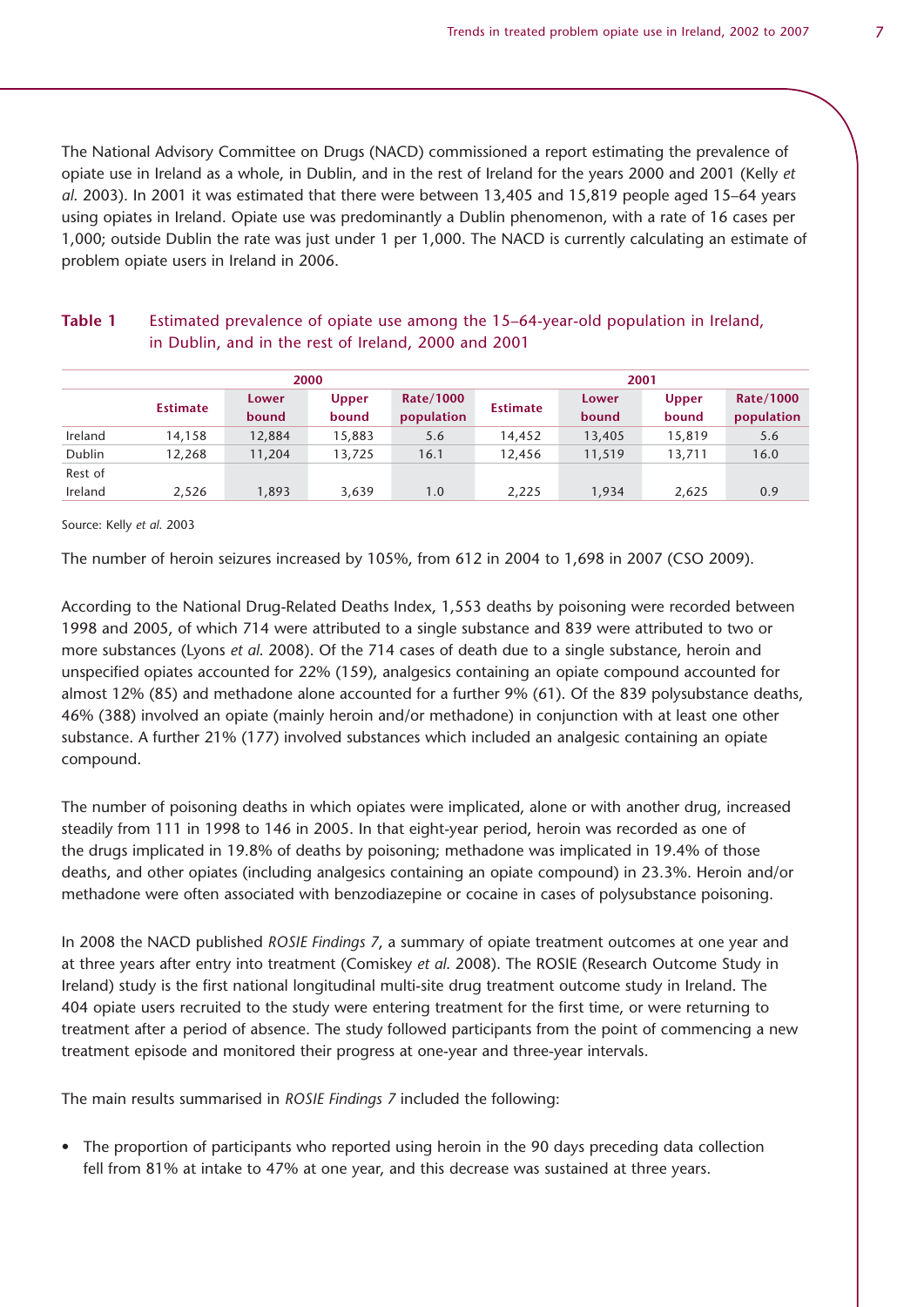The National Advisory Committee on Drugs (NACD) commissioned a report estimating the prevalence of opiate use in Ireland as a whole, in Dublin, and in the rest of Ireland for the years 2000 and 2001 (Kelly *et al.* 2003). In 2001 it was estimated that there were between 13,405 and 15,819 people aged 15–64 years using opiates in Ireland. Opiate use was predominantly a Dublin phenomenon, with a rate of 16 cases per 1,000; outside Dublin the rate was just under 1 per 1,000. The NACD is currently calculating an estimate of problem opiate users in Ireland in 2006.

**Table 1** Estimated prevalence of opiate use among the 15–64-year-old population in Ireland, in Dublin, and in the rest of Ireland, 2000 and 2001

| | 2000 | | | | 2001 | | | |
|---|---|---|---|---|---|---|---|---|
| | Estimate | Lower bound | Upper bound | Rate/1000 population | Estimate | Lower bound | Upper bound | Rate/1000 population |
| Ireland | 14,158 | 12,884 | 15,883 | 5.6 | 14,452 | 13,405 | 15,819 | 5.6 |
| Dublin | 12,268 | 11,204 | 13,725 | 16.1 | 12,456 | 11,519 | 13,711 | 16.0 |
| Rest of Ireland | 2,526 | 1,893 | 3,639 | 1.0 | 2,225 | 1,934 | 2,625 | 0.9 |

Source: Kelly *et al.* 2003

The number of heroin seizures increased by 105%, from 612 in 2004 to 1,698 in 2007 (CSO 2009).

According to the National Drug-Related Deaths Index, 1,553 deaths by poisoning were recorded between 1998 and 2005, of which 714 were attributed to a single substance and 839 were attributed to two or more substances (Lyons *et al.* 2008). Of the 714 cases of death due to a single substance, heroin and unspecified opiates accounted for 22% (159), analgesics containing an opiate compound accounted for almost 12% (85) and methadone alone accounted for a further 9% (61). Of the 839 polysubstance deaths, 46% (388) involved an opiate (mainly heroin and/or methadone) in conjunction with at least one other substance. A further 21% (177) involved substances which included an analgesic containing an opiate compound.

The number of poisoning deaths in which opiates were implicated, alone or with another drug, increased steadily from 111 in 1998 to 146 in 2005. In that eight-year period, heroin was recorded as one of the drugs implicated in 19.8% of deaths by poisoning; methadone was implicated in 19.4% of those deaths, and other opiates (including analgesics containing an opiate compound) in 23.3%. Heroin and/or methadone were often associated with benzodiazepine or cocaine in cases of polysubstance poisoning.

In 2008 the NACD published *ROSIE Findings 7*, a summary of opiate treatment outcomes at one year and at three years after entry into treatment (Comiskey *et al.* 2008). The ROSIE (Research Outcome Study in Ireland) study is the first national longitudinal multi-site drug treatment outcome study in Ireland. The 404 opiate users recruited to the study were entering treatment for the first time, or were returning to treatment after a period of absence. The study followed participants from the point of commencing a new treatment episode and monitored their progress at one-year and three-year intervals.

The main results summarised in *ROSIE Findings 7* included the following:

- The proportion of participants who reported using heroin in the 90 days preceding data collection fell from 81% at intake to 47% at one year, and this decrease was sustained at three years.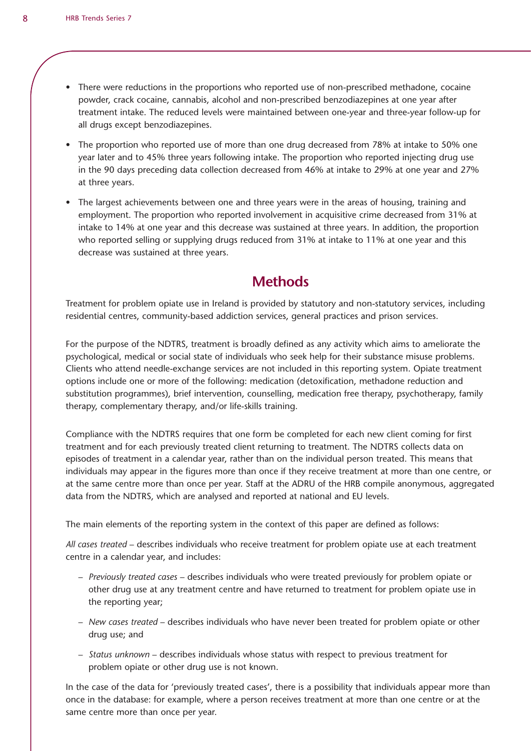- There were reductions in the proportions who reported use of non-prescribed methadone, cocaine powder, crack cocaine, cannabis, alcohol and non-prescribed benzodiazepines at one year after treatment intake. The reduced levels were maintained between one-year and three-year follow-up for all drugs except benzodiazepines.
- The proportion who reported use of more than one drug decreased from 78% at intake to 50% one year later and to 45% three years following intake. The proportion who reported injecting drug use in the 90 days preceding data collection decreased from 46% at intake to 29% at one year and 27% at three years.
- The largest achievements between one and three years were in the areas of housing, training and employment. The proportion who reported involvement in acquisitive crime decreased from 31% at intake to 14% at one year and this decrease was sustained at three years. In addition, the proportion who reported selling or supplying drugs reduced from 31% at intake to 11% at one year and this decrease was sustained at three years.

## Methods

Treatment for problem opiate use in Ireland is provided by statutory and non-statutory services, including residential centres, community-based addiction services, general practices and prison services.

For the purpose of the NDTRS, treatment is broadly defined as any activity which aims to ameliorate the psychological, medical or social state of individuals who seek help for their substance misuse problems. Clients who attend needle-exchange services are not included in this reporting system. Opiate treatment options include one or more of the following: medication (detoxification, methadone reduction and substitution programmes), brief intervention, counselling, medication free therapy, psychotherapy, family therapy, complementary therapy, and/or life-skills training.

Compliance with the NDTRS requires that one form be completed for each new client coming for first treatment and for each previously treated client returning to treatment. The NDTRS collects data on episodes of treatment in a calendar year, rather than on the individual person treated. This means that individuals may appear in the figures more than once if they receive treatment at more than one centre, or at the same centre more than once per year. Staff at the ADRU of the HRB compile anonymous, aggregated data from the NDTRS, which are analysed and reported at national and EU levels.

The main elements of the reporting system in the context of this paper are defined as follows:

*All cases treated* – describes individuals who receive treatment for problem opiate use at each treatment centre in a calendar year, and includes:

- *Previously treated cases* – describes individuals who were treated previously for problem opiate or other drug use at any treatment centre and have returned to treatment for problem opiate use in the reporting year;
- *New cases treated* – describes individuals who have never been treated for problem opiate or other drug use; and
- *Status unknown* – describes individuals whose status with respect to previous treatment for problem opiate or other drug use is not known.

In the case of the data for 'previously treated cases', there is a possibility that individuals appear more than once in the database: for example, where a person receives treatment at more than one centre or at the same centre more than once per year.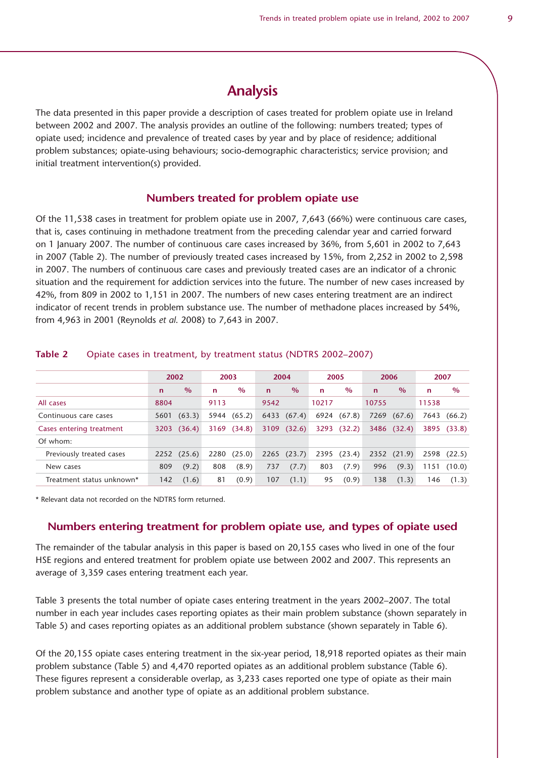# Analysis

The data presented in this paper provide a description of cases treated for problem opiate use in Ireland between 2002 and 2007. The analysis provides an outline of the following: numbers treated; types of opiate used; incidence and prevalence of treated cases by year and by place of residence; additional problem substances; opiate-using behaviours; socio-demographic characteristics; service provision; and initial treatment intervention(s) provided.

## Numbers treated for problem opiate use

Of the 11,538 cases in treatment for problem opiate use in 2007, 7,643 (66%) were continuous care cases, that is, cases continuing in methadone treatment from the preceding calendar year and carried forward on 1 January 2007. The number of continuous care cases increased by 36%, from 5,601 in 2002 to 7,643 in 2007 (Table 2). The number of previously treated cases increased by 15%, from 2,252 in 2002 to 2,598 in 2007. The numbers of continuous care cases and previously treated cases are an indicator of a chronic situation and the requirement for addiction services into the future. The number of new cases increased by 42%, from 809 in 2002 to 1,151 in 2007. The numbers of new cases entering treatment are an indirect indicator of recent trends in problem substance use. The number of methadone places increased by 54%, from 4,963 in 2001 (Reynolds *et al.* 2008) to 7,643 in 2007.

**Table 2** Opiate cases in treatment, by treatment status (NDTRS 2002–2007)

| | 2002 | | 2003 | | 2004 | | 2005 | | 2006 | | 2007 | |
|---|---|---|---|---|---|---|---|---|---|---|---|---|
| | n | % | n | % | n | % | n | % | n | % | n | % |
| All cases | 8804 | | 9113 | | 9542 | | 10217 | | 10755 | | 11538 | |
| Continuous care cases | 5601 | (63.3) | 5944 | (65.2) | 6433 | (67.4) | 6924 | (67.8) | 7269 | (67.6) | 7643 | (66.2) |
| Cases entering treatment | 3203 | (36.4) | 3169 | (34.8) | 3109 | (32.6) | 3293 | (32.2) | 3486 | (32.4) | 3895 | (33.8) |
| Of whom: | | | | | | | | | | | | |
| Previously treated cases | 2252 | (25.6) | 2280 | (25.0) | 2265 | (23.7) | 2395 | (23.4) | 2352 | (21.9) | 2598 | (22.5) |
| New cases | 809 | (9.2) | 808 | (8.9) | 737 | (7.7) | 803 | (7.9) | 996 | (9.3) | 1151 | (10.0) |
| Treatment status unknown* | 142 | (1.6) | 81 | (0.9) | 107 | (1.1) | 95 | (0.9) | 138 | (1.3) | 146 | (1.3) |

\* Relevant data not recorded on the NDTRS form returned.

## Numbers entering treatment for problem opiate use, and types of opiate used

The remainder of the tabular analysis in this paper is based on 20,155 cases who lived in one of the four HSE regions and entered treatment for problem opiate use between 2002 and 2007. This represents an average of 3,359 cases entering treatment each year.

Table 3 presents the total number of opiate cases entering treatment in the years 2002–2007. The total number in each year includes cases reporting opiates as their main problem substance (shown separately in Table 5) and cases reporting opiates as an additional problem substance (shown separately in Table 6).

Of the 20,155 opiate cases entering treatment in the six-year period, 18,918 reported opiates as their main problem substance (Table 5) and 4,470 reported opiates as an additional problem substance (Table 6). These figures represent a considerable overlap, as 3,233 cases reported one type of opiate as their main problem substance and another type of opiate as an additional problem substance.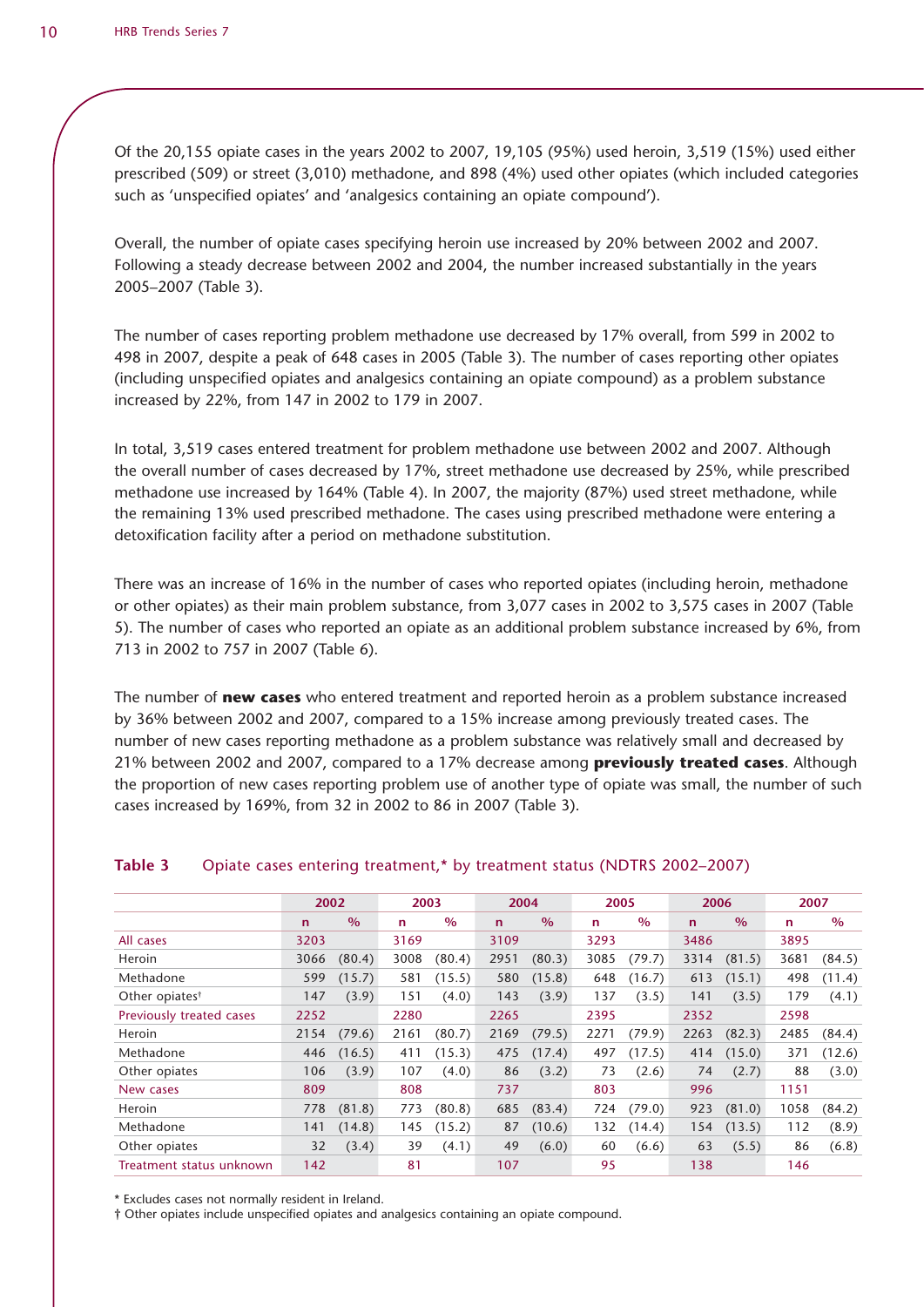Of the 20,155 opiate cases in the years 2002 to 2007, 19,105 (95%) used heroin, 3,519 (15%) used either prescribed (509) or street (3,010) methadone, and 898 (4%) used other opiates (which included categories such as 'unspecified opiates' and 'analgesics containing an opiate compound').

Overall, the number of opiate cases specifying heroin use increased by 20% between 2002 and 2007. Following a steady decrease between 2002 and 2004, the number increased substantially in the years 2005–2007 (Table 3).

The number of cases reporting problem methadone use decreased by 17% overall, from 599 in 2002 to 498 in 2007, despite a peak of 648 cases in 2005 (Table 3). The number of cases reporting other opiates (including unspecified opiates and analgesics containing an opiate compound) as a problem substance increased by 22%, from 147 in 2002 to 179 in 2007.

In total, 3,519 cases entered treatment for problem methadone use between 2002 and 2007. Although the overall number of cases decreased by 17%, street methadone use decreased by 25%, while prescribed methadone use increased by 164% (Table 4). In 2007, the majority (87%) used street methadone, while the remaining 13% used prescribed methadone. The cases using prescribed methadone were entering a detoxification facility after a period on methadone substitution.

There was an increase of 16% in the number of cases who reported opiates (including heroin, methadone or other opiates) as their main problem substance, from 3,077 cases in 2002 to 3,575 cases in 2007 (Table 5). The number of cases who reported an opiate as an additional problem substance increased by 6%, from 713 in 2002 to 757 in 2007 (Table 6).

The number of **new cases** who entered treatment and reported heroin as a problem substance increased by 36% between 2002 and 2007, compared to a 15% increase among previously treated cases. The number of new cases reporting methadone as a problem substance was relatively small and decreased by 21% between 2002 and 2007, compared to a 17% decrease among **previously treated cases**. Although the proportion of new cases reporting problem use of another type of opiate was small, the number of such cases increased by 169%, from 32 in 2002 to 86 in 2007 (Table 3).

**Table 3** Opiate cases entering treatment,* by treatment status (NDTRS 2002–2007)

| | 2002 | | 2003 | | 2004 | | 2005 | | 2006 | | 2007 | |
|---|---|---|---|---|---|---|---|---|---|---|---|---|
| | n | % | n | % | n | % | n | % | n | % | n | % |
| All cases | 3203 | | 3169 | | 3109 | | 3293 | | 3486 | | 3895 | |
| Heroin | 3066 | (80.4) | 3008 | (80.4) | 2951 | (80.3) | 3085 | (79.7) | 3314 | (81.5) | 3681 | (84.5) |
| Methadone | 599 | (15.7) | 581 | (15.5) | 580 | (15.8) | 648 | (16.7) | 613 | (15.1) | 498 | (11.4) |
| Other opiates† | 147 | (3.9) | 151 | (4.0) | 143 | (3.9) | 137 | (3.5) | 141 | (3.5) | 179 | (4.1) |
| Previously treated cases | 2252 | | 2280 | | 2265 | | 2395 | | 2352 | | 2598 | |
| Heroin | 2154 | (79.6) | 2161 | (80.7) | 2169 | (79.5) | 2271 | (79.9) | 2263 | (82.3) | 2485 | (84.4) |
| Methadone | 446 | (16.5) | 411 | (15.3) | 475 | (17.4) | 497 | (17.5) | 414 | (15.0) | 371 | (12.6) |
| Other opiates | 106 | (3.9) | 107 | (4.0) | 86 | (3.2) | 73 | (2.6) | 74 | (2.7) | 88 | (3.0) |
| New cases | 809 | | 808 | | 737 | | 803 | | 996 | | 1151 | |
| Heroin | 778 | (81.8) | 773 | (80.8) | 685 | (83.4) | 724 | (79.0) | 923 | (81.0) | 1058 | (84.2) |
| Methadone | 141 | (14.8) | 145 | (15.2) | 87 | (10.6) | 132 | (14.4) | 154 | (13.5) | 112 | (8.9) |
| Other opiates | 32 | (3.4) | 39 | (4.1) | 49 | (6.0) | 60 | (6.6) | 63 | (5.5) | 86 | (6.8) |
| Treatment status unknown | 142 | | 81 | | 107 | | 95 | | 138 | | 146 | |

* Excludes cases not normally resident in Ireland.

† Other opiates include unspecified opiates and analgesics containing an opiate compound.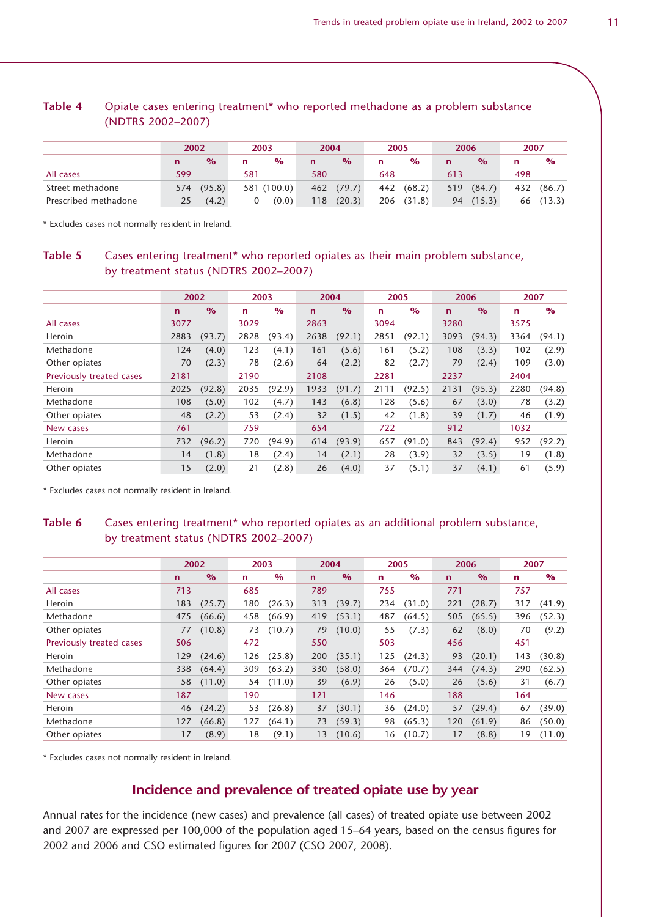**Table 4** Opiate cases entering treatment* who reported methadone as a problem substance (NDTRS 2002–2007)

| | 2002 | | 2003 | | 2004 | | 2005 | | 2006 | | 2007 | |
|---|---|---|---|---|---|---|---|---|---|---|---|---|
| | n | % | n | % | n | % | n | % | n | % | n | % |
| All cases | 599 | | 581 | | 580 | | 648 | | 613 | | 498 | |
| Street methadone | 574 | (95.8) | 581 | (100.0) | 462 | (79.7) | 442 | (68.2) | 519 | (84.7) | 432 | (86.7) |
| Prescribed methadone | 25 | (4.2) | 0 | (0.0) | 118 | (20.3) | 206 | (31.8) | 94 | (15.3) | 66 | (13.3) |

* Excludes cases not normally resident in Ireland.

**Table 5** Cases entering treatment* who reported opiates as their main problem substance, by treatment status (NDTRS 2002–2007)

| | 2002 | | 2003 | | 2004 | | 2005 | | 2006 | | 2007 | |
|---|---|---|---|---|---|---|---|---|---|---|---|---|
| | n | % | n | % | n | % | n | % | n | % | n | % |
| All cases | 3077 | | 3029 | | 2863 | | 3094 | | 3280 | | 3575 | |
| Heroin | 2883 | (93.7) | 2828 | (93.4) | 2638 | (92.1) | 2851 | (92.1) | 3093 | (94.3) | 3364 | (94.1) |
| Methadone | 124 | (4.0) | 123 | (4.1) | 161 | (5.6) | 161 | (5.2) | 108 | (3.3) | 102 | (2.9) |
| Other opiates | 70 | (2.3) | 78 | (2.6) | 64 | (2.2) | 82 | (2.7) | 79 | (2.4) | 109 | (3.0) |
| Previously treated cases | 2181 | | 2190 | | 2108 | | 2281 | | 2237 | | 2404 | |
| Heroin | 2025 | (92.8) | 2035 | (92.9) | 1933 | (91.7) | 2111 | (92.5) | 2131 | (95.3) | 2280 | (94.8) |
| Methadone | 108 | (5.0) | 102 | (4.7) | 143 | (6.8) | 128 | (5.6) | 67 | (3.0) | 78 | (3.2) |
| Other opiates | 48 | (2.2) | 53 | (2.4) | 32 | (1.5) | 42 | (1.8) | 39 | (1.7) | 46 | (1.9) |
| New cases | 761 | | 759 | | 654 | | 722 | | 912 | | 1032 | |
| Heroin | 732 | (96.2) | 720 | (94.9) | 614 | (93.9) | 657 | (91.0) | 843 | (92.4) | 952 | (92.2) |
| Methadone | 14 | (1.8) | 18 | (2.4) | 14 | (2.1) | 28 | (3.9) | 32 | (3.5) | 19 | (1.8) |
| Other opiates | 15 | (2.0) | 21 | (2.8) | 26 | (4.0) | 37 | (5.1) | 37 | (4.1) | 61 | (5.9) |

* Excludes cases not normally resident in Ireland.

**Table 6** Cases entering treatment* who reported opiates as an additional problem substance, by treatment status (NDTRS 2002–2007)

| | 2002 | | 2003 | | 2004 | | 2005 | | 2006 | | 2007 | |
|---|---|---|---|---|---|---|---|---|---|---|---|---|
| | n | % | n | % | n | % | n | % | n | % | n | % |
| All cases | 713 | | 685 | | 789 | | 755 | | 771 | | 757 | |
| Heroin | 183 | (25.7) | 180 | (26.3) | 313 | (39.7) | 234 | (31.0) | 221 | (28.7) | 317 | (41.9) |
| Methadone | 475 | (66.6) | 458 | (66.9) | 419 | (53.1) | 487 | (64.5) | 505 | (65.5) | 396 | (52.3) |
| Other opiates | 77 | (10.8) | 73 | (10.7) | 79 | (10.0) | 55 | (7.3) | 62 | (8.0) | 70 | (9.2) |
| Previously treated cases | 506 | | 472 | | 550 | | 503 | | 456 | | 451 | |
| Heroin | 129 | (24.6) | 126 | (25.8) | 200 | (35.1) | 125 | (24.3) | 93 | (20.1) | 143 | (30.8) |
| Methadone | 338 | (64.4) | 309 | (63.2) | 330 | (58.0) | 364 | (70.7) | 344 | (74.3) | 290 | (62.5) |
| Other opiates | 58 | (11.0) | 54 | (11.0) | 39 | (6.9) | 26 | (5.0) | 26 | (5.6) | 31 | (6.7) |
| New cases | 187 | | 190 | | 121 | | 146 | | 188 | | 164 | |
| Heroin | 46 | (24.2) | 53 | (26.8) | 37 | (30.1) | 36 | (24.0) | 57 | (29.4) | 67 | (39.0) |
| Methadone | 127 | (66.8) | 127 | (64.1) | 73 | (59.3) | 98 | (65.3) | 120 | (61.9) | 86 | (50.0) |
| Other opiates | 17 | (8.9) | 18 | (9.1) | 13 | (10.6) | 16 | (10.7) | 17 | (8.8) | 19 | (11.0) |

* Excludes cases not normally resident in Ireland.

## Incidence and prevalence of treated opiate use by year

Annual rates for the incidence (new cases) and prevalence (all cases) of treated opiate use between 2002 and 2007 are expressed per 100,000 of the population aged 15–64 years, based on the census figures for 2002 and 2006 and CSO estimated figures for 2007 (CSO 2007, 2008).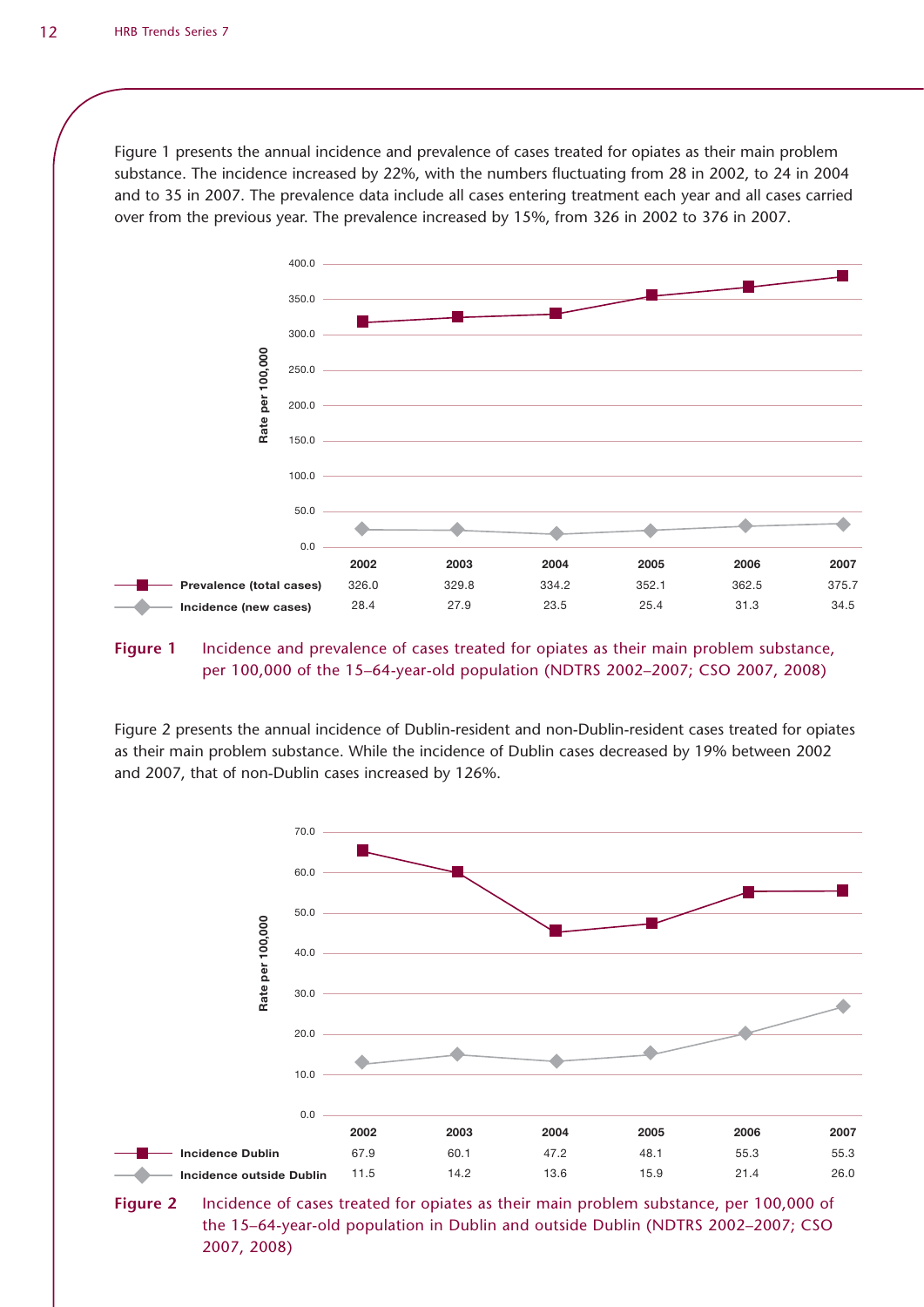Figure 1 presents the annual incidence and prevalence of cases treated for opiates as their main problem substance. The incidence increased by 22%, with the numbers fluctuating from 28 in 2002, to 24 in 2004 and to 35 in 2007. The prevalence data include all cases entering treatment each year and all cases carried over from the previous year. The prevalence increased by 15%, from 326 in 2002 to 376 in 2007.

| | 2002 | 2003 | 2004 | 2005 | 2006 | 2007 |
|---|---|---|---|---|---|---|
| Prevalence (total cases) | 326.0 | 329.8 | 334.2 | 352.1 | 362.5 | 375.7 |
| Incidence (new cases) | 28.4 | 27.9 | 23.5 | 25.4 | 31.3 | 34.5 |

**Figure 1** Incidence and prevalence of cases treated for opiates as their main problem substance, per 100,000 of the 15–64-year-old population (NDTRS 2002–2007; CSO 2007, 2008)

Figure 2 presents the annual incidence of Dublin-resident and non-Dublin-resident cases treated for opiates as their main problem substance. While the incidence of Dublin cases decreased by 19% between 2002 and 2007, that of non-Dublin cases increased by 126%.

| | 2002 | 2003 | 2004 | 2005 | 2006 | 2007 |
|---|---|---|---|---|---|---|
| Incidence Dublin | 67.9 | 60.1 | 47.2 | 48.1 | 55.3 | 55.3 |
| Incidence outside Dublin | 11.5 | 14.2 | 13.6 | 15.9 | 21.4 | 26.0 |

**Figure 2** Incidence of cases treated for opiates as their main problem substance, per 100,000 of the 15–64-year-old population in Dublin and outside Dublin (NDTRS 2002–2007; CSO 2007, 2008)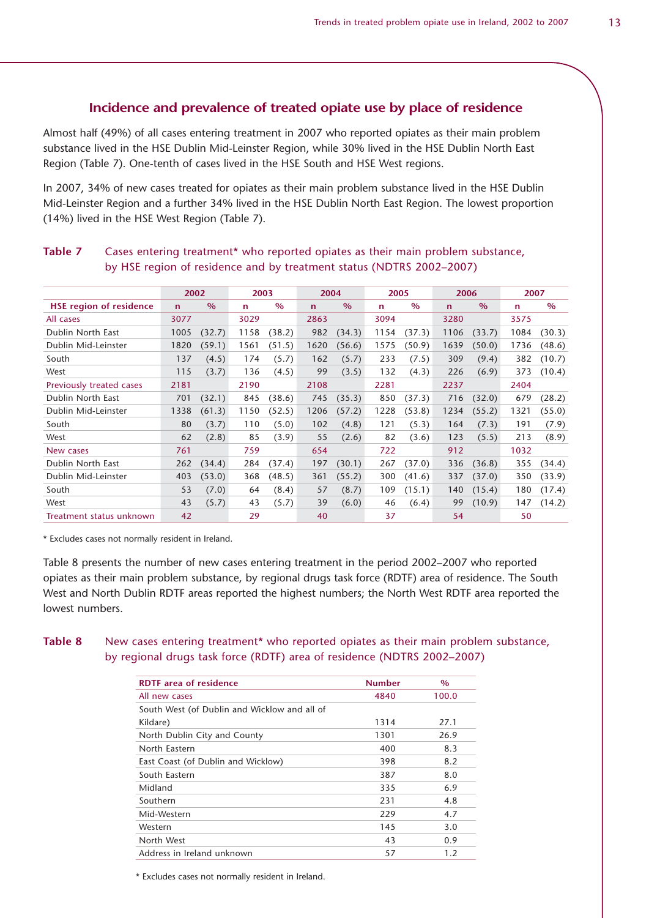## Incidence and prevalence of treated opiate use by place of residence

Almost half (49%) of all cases entering treatment in 2007 who reported opiates as their main problem substance lived in the HSE Dublin Mid-Leinster Region, while 30% lived in the HSE Dublin North East Region (Table 7). One-tenth of cases lived in the HSE South and HSE West regions.

In 2007, 34% of new cases treated for opiates as their main problem substance lived in the HSE Dublin Mid-Leinster Region and a further 34% lived in the HSE Dublin North East Region. The lowest proportion (14%) lived in the HSE West Region (Table 7).

**Table 7** Cases entering treatment* who reported opiates as their main problem substance, by HSE region of residence and by treatment status (NDTRS 2002–2007)

| | 2002 | | 2003 | | 2004 | | 2005 | | 2006 | | 2007 | |
|---|---|---|---|---|---|---|---|---|---|---|---|---|
| **HSE region of residence** | **n** | **%** | **n** | **%** | **n** | **%** | **n** | **%** | **n** | **%** | **n** | **%** |
| All cases | 3077 | | 3029 | | 2863 | | 3094 | | 3280 | | 3575 | |
| Dublin North East | 1005 | (32.7) | 1158 | (38.2) | 982 | (34.3) | 1154 | (37.3) | 1106 | (33.7) | 1084 | (30.3) |
| Dublin Mid-Leinster | 1820 | (59.1) | 1561 | (51.5) | 1620 | (56.6) | 1575 | (50.9) | 1639 | (50.0) | 1736 | (48.6) |
| South | 137 | (4.5) | 174 | (5.7) | 162 | (5.7) | 233 | (7.5) | 309 | (9.4) | 382 | (10.7) |
| West | 115 | (3.7) | 136 | (4.5) | 99 | (3.5) | 132 | (4.3) | 226 | (6.9) | 373 | (10.4) |
| Previously treated cases | 2181 | | 2190 | | 2108 | | 2281 | | 2237 | | 2404 | |
| Dublin North East | 701 | (32.1) | 845 | (38.6) | 745 | (35.3) | 850 | (37.3) | 716 | (32.0) | 679 | (28.2) |
| Dublin Mid-Leinster | 1338 | (61.3) | 1150 | (52.5) | 1206 | (57.2) | 1228 | (53.8) | 1234 | (55.2) | 1321 | (55.0) |
| South | 80 | (3.7) | 110 | (5.0) | 102 | (4.8) | 121 | (5.3) | 164 | (7.3) | 191 | (7.9) |
| West | 62 | (2.8) | 85 | (3.9) | 55 | (2.6) | 82 | (3.6) | 123 | (5.5) | 213 | (8.9) |
| New cases | 761 | | 759 | | 654 | | 722 | | 912 | | 1032 | |
| Dublin North East | 262 | (34.4) | 284 | (37.4) | 197 | (30.1) | 267 | (37.0) | 336 | (36.8) | 355 | (34.4) |
| Dublin Mid-Leinster | 403 | (53.0) | 368 | (48.5) | 361 | (55.2) | 300 | (41.6) | 337 | (37.0) | 350 | (33.9) |
| South | 53 | (7.0) | 64 | (8.4) | 57 | (8.7) | 109 | (15.1) | 140 | (15.4) | 180 | (17.4) |
| West | 43 | (5.7) | 43 | (5.7) | 39 | (6.0) | 46 | (6.4) | 99 | (10.9) | 147 | (14.2) |
| Treatment status unknown | 42 | | 29 | | 40 | | 37 | | 54 | | 50 | |

\* Excludes cases not normally resident in Ireland.

Table 8 presents the number of new cases entering treatment in the period 2002–2007 who reported opiates as their main problem substance, by regional drugs task force (RDTF) area of residence. The South West and North Dublin RDTF areas reported the highest numbers; the North West RDTF area reported the lowest numbers.

**Table 8** New cases entering treatment* who reported opiates as their main problem substance, by regional drugs task force (RDTF) area of residence (NDTRS 2002–2007)

| RDTF area of residence | Number | % |
|---|---|---|
| All new cases | 4840 | 100.0 |
| South West (of Dublin and Wicklow and all of Kildare) | 1314 | 27.1 |
| North Dublin City and County | 1301 | 26.9 |
| North Eastern | 400 | 8.3 |
| East Coast (of Dublin and Wicklow) | 398 | 8.2 |
| South Eastern | 387 | 8.0 |
| Midland | 335 | 6.9 |
| Southern | 231 | 4.8 |
| Mid-Western | 229 | 4.7 |
| Western | 145 | 3.0 |
| North West | 43 | 0.9 |
| Address in Ireland unknown | 57 | 1.2 |

\* Excludes cases not normally resident in Ireland.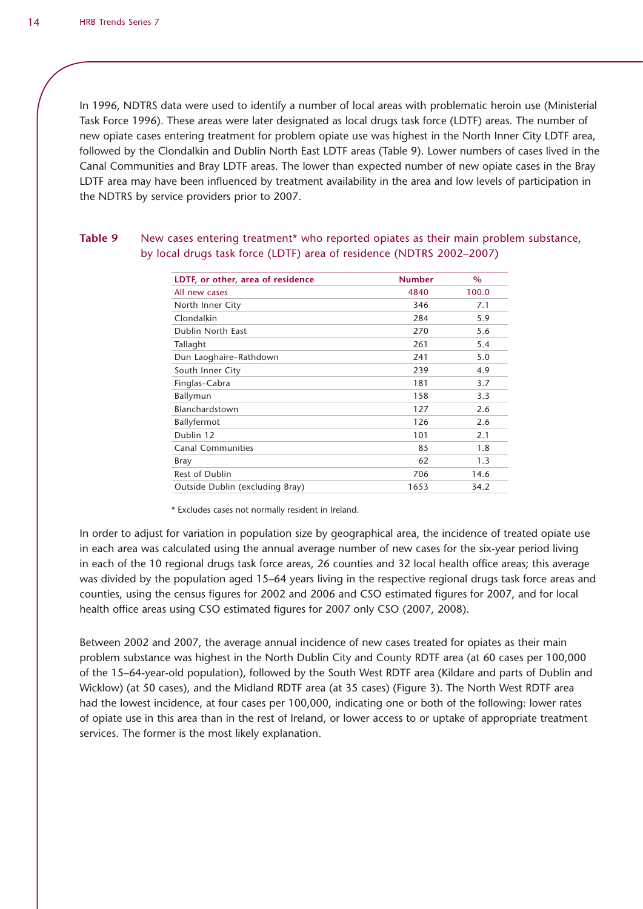In 1996, NDTRS data were used to identify a number of local areas with problematic heroin use (Ministerial Task Force 1996). These areas were later designated as local drugs task force (LDTF) areas. The number of new opiate cases entering treatment for problem opiate use was highest in the North Inner City LDTF area, followed by the Clondalkin and Dublin North East LDTF areas (Table 9). Lower numbers of cases lived in the Canal Communities and Bray LDTF areas. The lower than expected number of new opiate cases in the Bray LDTF area may have been influenced by treatment availability in the area and low levels of participation in the NDTRS by service providers prior to 2007.

**Table 9** New cases entering treatment* who reported opiates as their main problem substance, by local drugs task force (LDTF) area of residence (NDTRS 2002–2007)

| LDTF, or other, area of residence | Number | % |
|---|---|---|
| All new cases | 4840 | 100.0 |
| North Inner City | 346 | 7.1 |
| Clondalkin | 284 | 5.9 |
| Dublin North East | 270 | 5.6 |
| Tallaght | 261 | 5.4 |
| Dun Laoghaire–Rathdown | 241 | 5.0 |
| South Inner City | 239 | 4.9 |
| Finglas–Cabra | 181 | 3.7 |
| Ballymun | 158 | 3.3 |
| Blanchardstown | 127 | 2.6 |
| Ballyfermot | 126 | 2.6 |
| Dublin 12 | 101 | 2.1 |
| Canal Communities | 85 | 1.8 |
| Bray | 62 | 1.3 |
| Rest of Dublin | 706 | 14.6 |
| Outside Dublin (excluding Bray) | 1653 | 34.2 |

* Excludes cases not normally resident in Ireland.

In order to adjust for variation in population size by geographical area, the incidence of treated opiate use in each area was calculated using the annual average number of new cases for the six-year period living in each of the 10 regional drugs task force areas, 26 counties and 32 local health office areas; this average was divided by the population aged 15–64 years living in the respective regional drugs task force areas and counties, using the census figures for 2002 and 2006 and CSO estimated figures for 2007, and for local health office areas using CSO estimated figures for 2007 only CSO (2007, 2008).

Between 2002 and 2007, the average annual incidence of new cases treated for opiates as their main problem substance was highest in the North Dublin City and County RDTF area (at 60 cases per 100,000 of the 15–64-year-old population), followed by the South West RDTF area (Kildare and parts of Dublin and Wicklow) (at 50 cases), and the Midland RDTF area (at 35 cases) (Figure 3). The North West RDTF area had the lowest incidence, at four cases per 100,000, indicating one or both of the following: lower rates of opiate use in this area than in the rest of Ireland, or lower access to or uptake of appropriate treatment services. The former is the most likely explanation.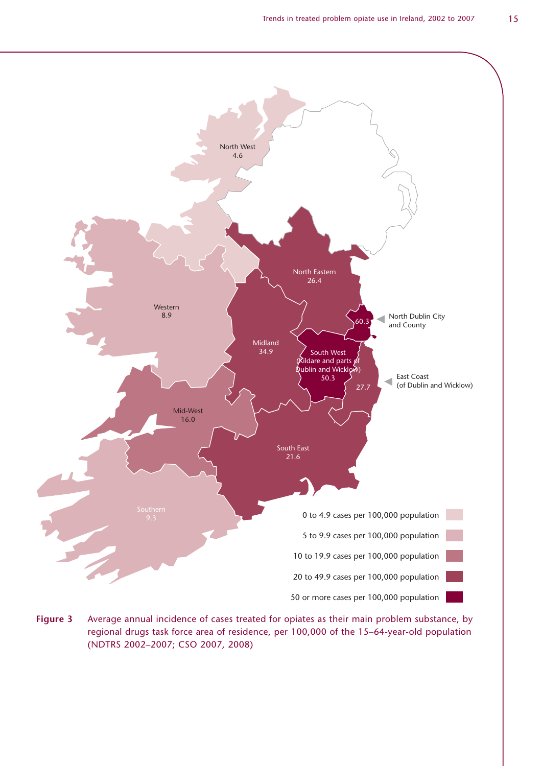| Regional drugs task force area | Cases per 100,000 population |
|---|---|
| North West | 4.6 |
| Western | 8.9 |
| North Eastern | 26.4 |
| Midland | 34.9 |
| North Dublin City and County | 60.3 |
| South West (Kildare and parts of Dublin and Wicklow) | 50.3 |
| East Coast (of Dublin and Wicklow) | 27.7 |
| Mid-West | 16.0 |
| South East | 21.6 |
| Southern | 9.3 |

- 0 to 4.9 cases per 100,000 population
- 5 to 9.9 cases per 100,000 population
- 10 to 19.9 cases per 100,000 population
- 20 to 49.9 cases per 100,000 population
- 50 or more cases per 100,000 population

**Figure 3** Average annual incidence of cases treated for opiates as their main problem substance, by regional drugs task force area of residence, per 100,000 of the 15–64-year-old population (NDTRS 2002–2007; CSO 2007, 2008)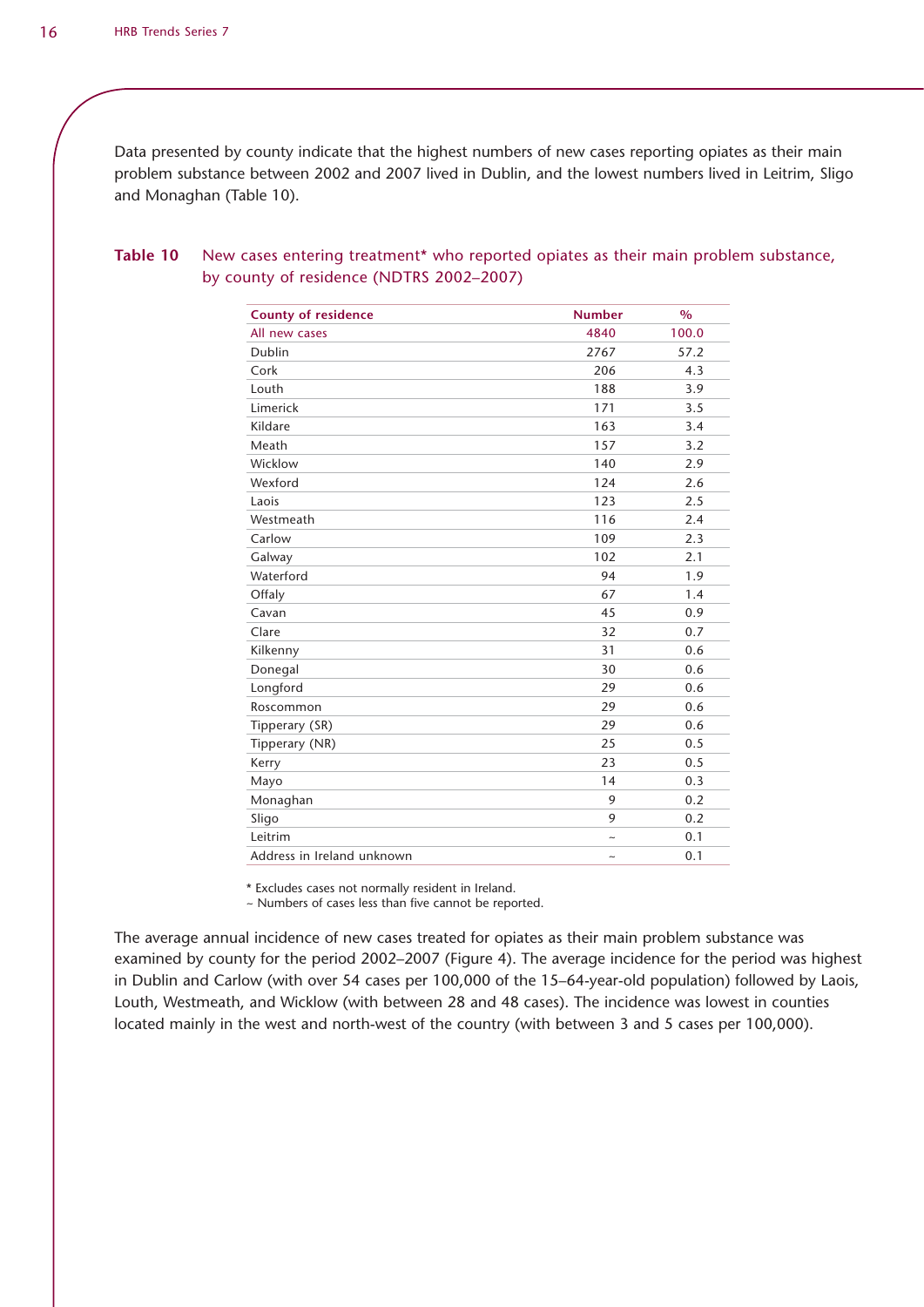Data presented by county indicate that the highest numbers of new cases reporting opiates as their main problem substance between 2002 and 2007 lived in Dublin, and the lowest numbers lived in Leitrim, Sligo and Monaghan (Table 10).

**Table 10** New cases entering treatment* who reported opiates as their main problem substance, by county of residence (NDTRS 2002–2007)

| County of residence | Number | % |
|---|---|---|
| All new cases | 4840 | 100.0 |
| Dublin | 2767 | 57.2 |
| Cork | 206 | 4.3 |
| Louth | 188 | 3.9 |
| Limerick | 171 | 3.5 |
| Kildare | 163 | 3.4 |
| Meath | 157 | 3.2 |
| Wicklow | 140 | 2.9 |
| Wexford | 124 | 2.6 |
| Laois | 123 | 2.5 |
| Westmeath | 116 | 2.4 |
| Carlow | 109 | 2.3 |
| Galway | 102 | 2.1 |
| Waterford | 94 | 1.9 |
| Offaly | 67 | 1.4 |
| Cavan | 45 | 0.9 |
| Clare | 32 | 0.7 |
| Kilkenny | 31 | 0.6 |
| Donegal | 30 | 0.6 |
| Longford | 29 | 0.6 |
| Roscommon | 29 | 0.6 |
| Tipperary (SR) | 29 | 0.6 |
| Tipperary (NR) | 25 | 0.5 |
| Kerry | 23 | 0.5 |
| Mayo | 14 | 0.3 |
| Monaghan | 9 | 0.2 |
| Sligo | 9 | 0.2 |
| Leitrim | ~ | 0.1 |
| Address in Ireland unknown | ~ | 0.1 |

\* Excludes cases not normally resident in Ireland.
~ Numbers of cases less than five cannot be reported.

The average annual incidence of new cases treated for opiates as their main problem substance was examined by county for the period 2002–2007 (Figure 4). The average incidence for the period was highest in Dublin and Carlow (with over 54 cases per 100,000 of the 15–64-year-old population) followed by Laois, Louth, Westmeath, and Wicklow (with between 28 and 48 cases). The incidence was lowest in counties located mainly in the west and north-west of the country (with between 3 and 5 cases per 100,000).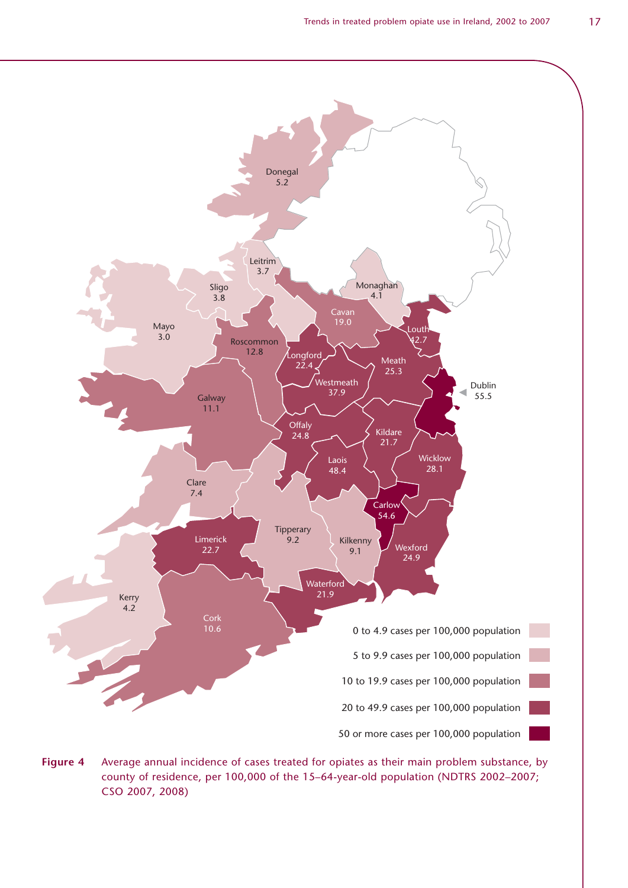**Figure 4** Average annual incidence of cases treated for opiates as their main problem substance, by county of residence, per 100,000 of the 15–64-year-old population (NDTRS 2002–2007; CSO 2007, 2008)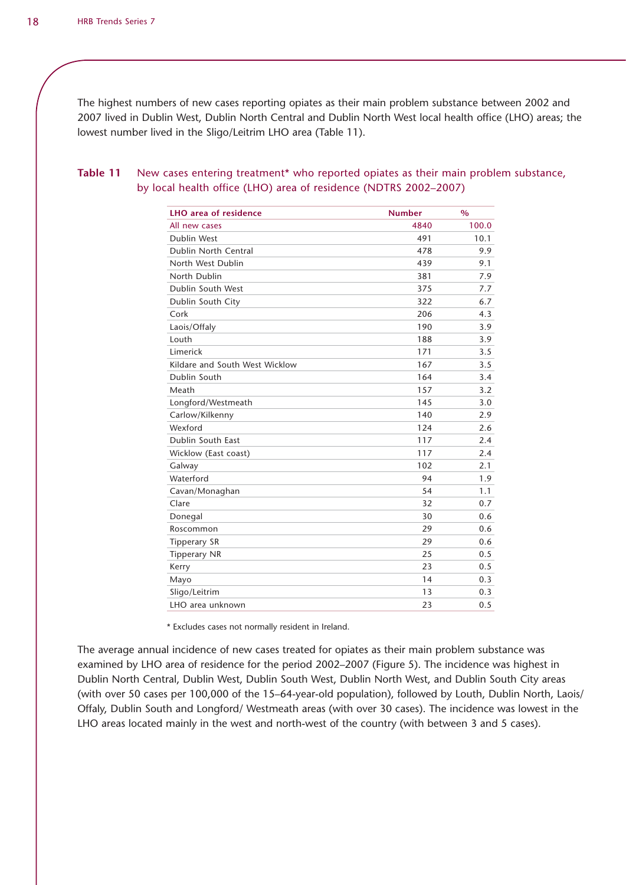The highest numbers of new cases reporting opiates as their main problem substance between 2002 and 2007 lived in Dublin West, Dublin North Central and Dublin North West local health office (LHO) areas; the lowest number lived in the Sligo/Leitrim LHO area (Table 11).

**Table 11** New cases entering treatment* who reported opiates as their main problem substance, by local health office (LHO) area of residence (NDTRS 2002–2007)

| LHO area of residence | Number | % |
|---|---|---|
| All new cases | 4840 | 100.0 |
| Dublin West | 491 | 10.1 |
| Dublin North Central | 478 | 9.9 |
| North West Dublin | 439 | 9.1 |
| North Dublin | 381 | 7.9 |
| Dublin South West | 375 | 7.7 |
| Dublin South City | 322 | 6.7 |
| Cork | 206 | 4.3 |
| Laois/Offaly | 190 | 3.9 |
| Louth | 188 | 3.9 |
| Limerick | 171 | 3.5 |
| Kildare and South West Wicklow | 167 | 3.5 |
| Dublin South | 164 | 3.4 |
| Meath | 157 | 3.2 |
| Longford/Westmeath | 145 | 3.0 |
| Carlow/Kilkenny | 140 | 2.9 |
| Wexford | 124 | 2.6 |
| Dublin South East | 117 | 2.4 |
| Wicklow (East coast) | 117 | 2.4 |
| Galway | 102 | 2.1 |
| Waterford | 94 | 1.9 |
| Cavan/Monaghan | 54 | 1.1 |
| Clare | 32 | 0.7 |
| Donegal | 30 | 0.6 |
| Roscommon | 29 | 0.6 |
| Tipperary SR | 29 | 0.6 |
| Tipperary NR | 25 | 0.5 |
| Kerry | 23 | 0.5 |
| Mayo | 14 | 0.3 |
| Sligo/Leitrim | 13 | 0.3 |
| LHO area unknown | 23 | 0.5 |

* Excludes cases not normally resident in Ireland.

The average annual incidence of new cases treated for opiates as their main problem substance was examined by LHO area of residence for the period 2002–2007 (Figure 5). The incidence was highest in Dublin North Central, Dublin West, Dublin South West, Dublin North West, and Dublin South City areas (with over 50 cases per 100,000 of the 15–64-year-old population), followed by Louth, Dublin North, Laois/Offaly, Dublin South and Longford/ Westmeath areas (with over 30 cases). The incidence was lowest in the LHO areas located mainly in the west and north-west of the country (with between 3 and 5 cases).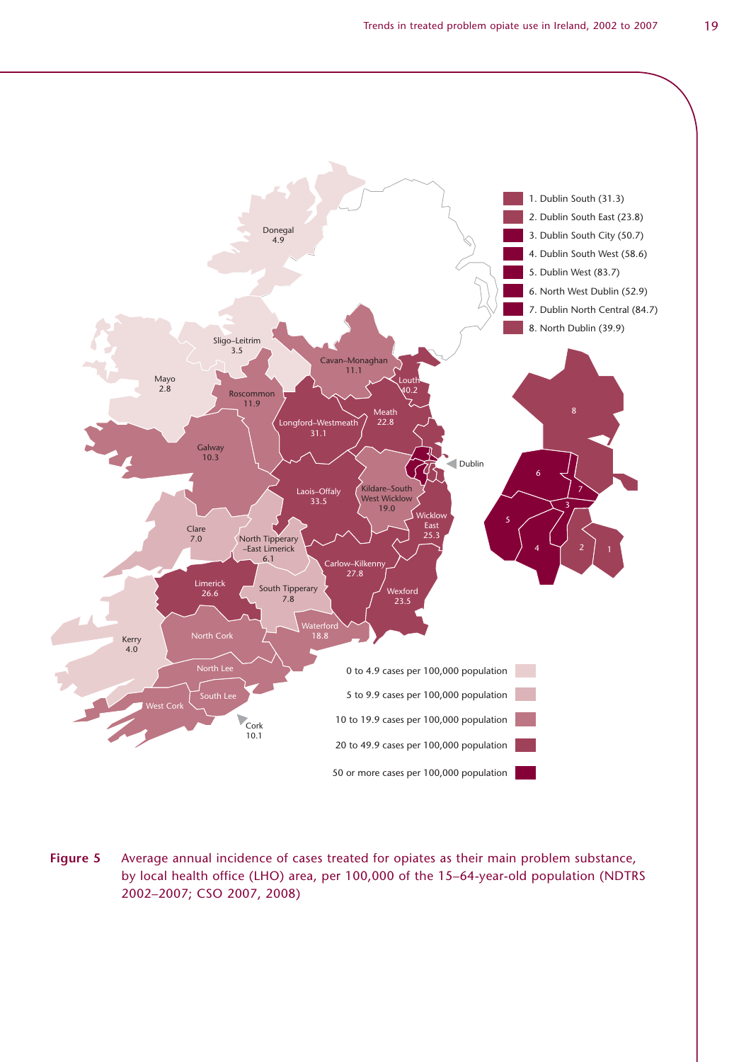1. Dublin South (31.3)
2. Dublin South East (23.8)
3. Dublin South City (50.7)
4. Dublin South West (58.6)
5. Dublin West (83.7)
6. North West Dublin (52.9)
7. Dublin North Central (84.7)
8. North Dublin (39.9)

Donegal 4.9; Sligo–Leitrim 3.5; Mayo 2.8; Cavan–Monaghan 11.1; Louth 40.2; Roscommon 11.9; Longford–Westmeath 31.1; Meath 22.8; Galway 10.3; Dublin; Laois–Offaly 33.5; Kildare–South West Wicklow 19.0; Wicklow East 25.3; Clare 7.0; North Tipperary–East Limerick 6.1; Carlow–Kilkenny 27.8; Limerick 26.6; South Tipperary 7.8; Wexford 23.5; Waterford 18.8; Kerry 4.0; North Cork; North Lee; South Lee; West Cork; Cork 10.1

- 0 to 4.9 cases per 100,000 population
- 5 to 9.9 cases per 100,000 population
- 10 to 19.9 cases per 100,000 population
- 20 to 49.9 cases per 100,000 population
- 50 or more cases per 100,000 population

**Figure 5** Average annual incidence of cases treated for opiates as their main problem substance, by local health office (LHO) area, per 100,000 of the 15–64-year-old population (NDTRS 2002–2007; CSO 2007, 2008)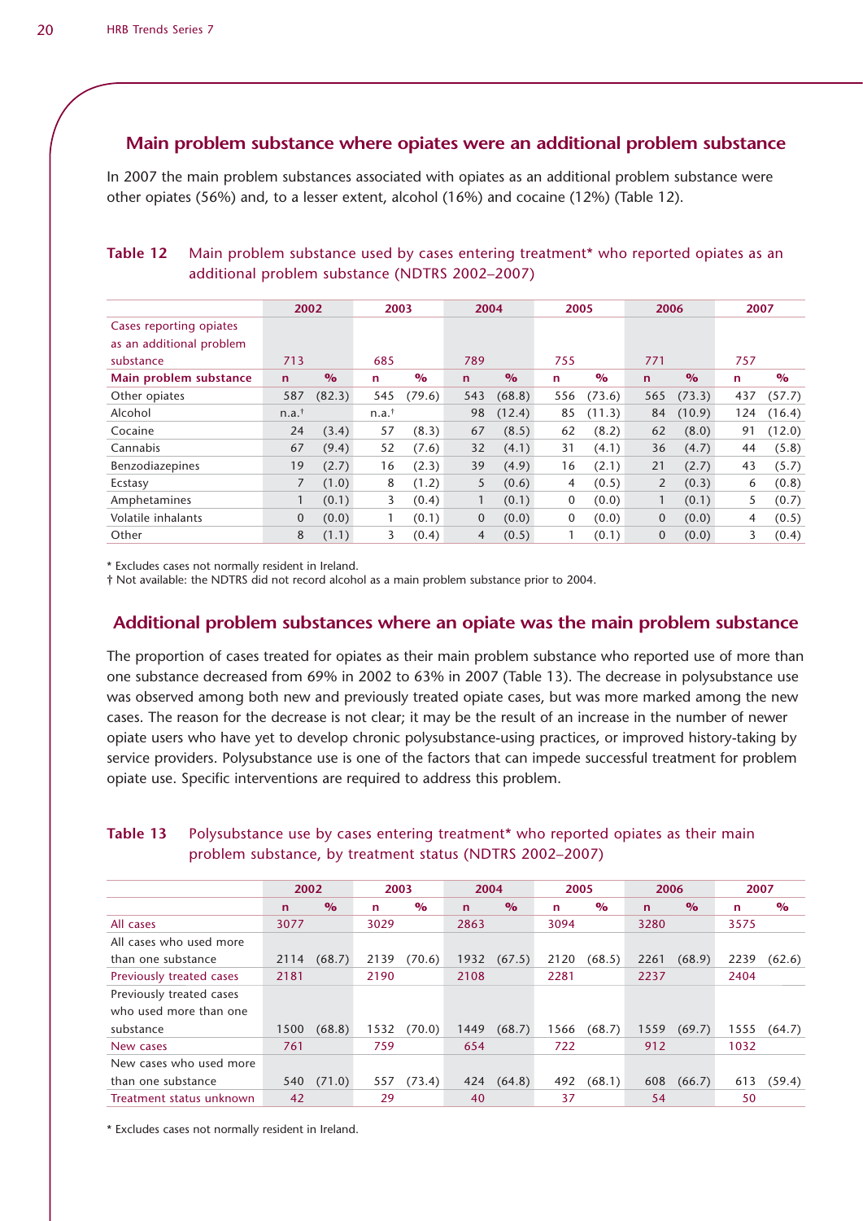## Main problem substance where opiates were an additional problem substance

In 2007 the main problem substances associated with opiates as an additional problem substance were other opiates (56%) and, to a lesser extent, alcohol (16%) and cocaine (12%) (Table 12).

**Table 12** Main problem substance used by cases entering treatment* who reported opiates as an additional problem substance (NDTRS 2002–2007)

| | 2002 | | 2003 | | 2004 | | 2005 | | 2006 | | 2007 | |
|---|---|---|---|---|---|---|---|---|---|---|---|---|
| Cases reporting opiates as an additional problem substance | 713 | | 685 | | 789 | | 755 | | 771 | | 757 | |
| **Main problem substance** | **n** | **%** | **n** | **%** | **n** | **%** | **n** | **%** | **n** | **%** | **n** | **%** |
| Other opiates | 587 | (82.3) | 545 | (79.6) | 543 | (68.8) | 556 | (73.6) | 565 | (73.3) | 437 | (57.7) |
| Alcohol | n.a.† | | n.a.† | | 98 | (12.4) | 85 | (11.3) | 84 | (10.9) | 124 | (16.4) |
| Cocaine | 24 | (3.4) | 57 | (8.3) | 67 | (8.5) | 62 | (8.2) | 62 | (8.0) | 91 | (12.0) |
| Cannabis | 67 | (9.4) | 52 | (7.6) | 32 | (4.1) | 31 | (4.1) | 36 | (4.7) | 44 | (5.8) |
| Benzodiazepines | 19 | (2.7) | 16 | (2.3) | 39 | (4.9) | 16 | (2.1) | 21 | (2.7) | 43 | (5.7) |
| Ecstasy | 7 | (1.0) | 8 | (1.2) | 5 | (0.6) | 4 | (0.5) | 2 | (0.3) | 6 | (0.8) |
| Amphetamines | 1 | (0.1) | 3 | (0.4) | 1 | (0.1) | 0 | (0.0) | 1 | (0.1) | 5 | (0.7) |
| Volatile inhalants | 0 | (0.0) | 1 | (0.1) | 0 | (0.0) | 0 | (0.0) | 0 | (0.0) | 4 | (0.5) |
| Other | 8 | (1.1) | 3 | (0.4) | 4 | (0.5) | 1 | (0.1) | 0 | (0.0) | 3 | (0.4) |

\* Excludes cases not normally resident in Ireland.
† Not available: the NDTRS did not record alcohol as a main problem substance prior to 2004.

## Additional problem substances where an opiate was the main problem substance

The proportion of cases treated for opiates as their main problem substance who reported use of more than one substance decreased from 69% in 2002 to 63% in 2007 (Table 13). The decrease in polysubstance use was observed among both new and previously treated opiate cases, but was more marked among the new cases. The reason for the decrease is not clear; it may be the result of an increase in the number of newer opiate users who have yet to develop chronic polysubstance-using practices, or improved history-taking by service providers. Polysubstance use is one of the factors that can impede successful treatment for problem opiate use. Specific interventions are required to address this problem.

**Table 13** Polysubstance use by cases entering treatment* who reported opiates as their main problem substance, by treatment status (NDTRS 2002–2007)

| | 2002 | | 2003 | | 2004 | | 2005 | | 2006 | | 2007 | |
|---|---|---|---|---|---|---|---|---|---|---|---|---|
| | **n** | **%** | **n** | **%** | **n** | **%** | **n** | **%** | **n** | **%** | **n** | **%** |
| All cases | 3077 | | 3029 | | 2863 | | 3094 | | 3280 | | 3575 | |
| All cases who used more than one substance | 2114 | (68.7) | 2139 | (70.6) | 1932 | (67.5) | 2120 | (68.5) | 2261 | (68.9) | 2239 | (62.6) |
| Previously treated cases | 2181 | | 2190 | | 2108 | | 2281 | | 2237 | | 2404 | |
| Previously treated cases who used more than one substance | 1500 | (68.8) | 1532 | (70.0) | 1449 | (68.7) | 1566 | (68.7) | 1559 | (69.7) | 1555 | (64.7) |
| New cases | 761 | | 759 | | 654 | | 722 | | 912 | | 1032 | |
| New cases who used more than one substance | 540 | (71.0) | 557 | (73.4) | 424 | (64.8) | 492 | (68.1) | 608 | (66.7) | 613 | (59.4) |
| Treatment status unknown | 42 | | 29 | | 40 | | 37 | | 54 | | 50 | |

\* Excludes cases not normally resident in Ireland.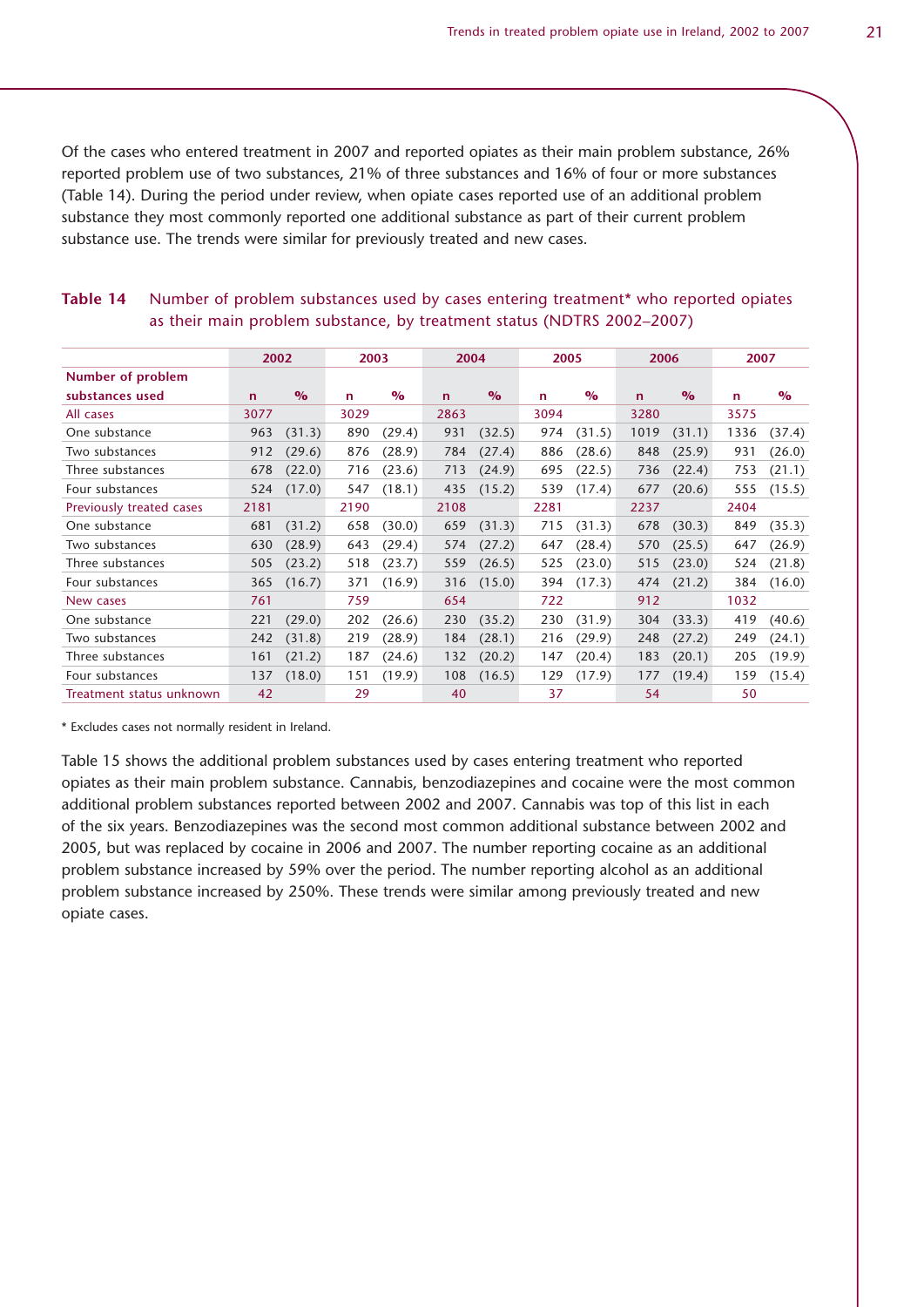Of the cases who entered treatment in 2007 and reported opiates as their main problem substance, 26% reported problem use of two substances, 21% of three substances and 16% of four or more substances (Table 14). During the period under review, when opiate cases reported use of an additional problem substance they most commonly reported one additional substance as part of their current problem substance use. The trends were similar for previously treated and new cases.

**Table 14** Number of problem substances used by cases entering treatment* who reported opiates as their main problem substance, by treatment status (NDTRS 2002–2007)

| | 2002 | | 2003 | | 2004 | | 2005 | | 2006 | | 2007 | |
|---|---|---|---|---|---|---|---|---|---|---|---|---|
| **Number of problem substances used** | **n** | **%** | **n** | **%** | **n** | **%** | **n** | **%** | **n** | **%** | **n** | **%** |
| All cases | 3077 | | 3029 | | 2863 | | 3094 | | 3280 | | 3575 | |
| One substance | 963 | (31.3) | 890 | (29.4) | 931 | (32.5) | 974 | (31.5) | 1019 | (31.1) | 1336 | (37.4) |
| Two substances | 912 | (29.6) | 876 | (28.9) | 784 | (27.4) | 886 | (28.6) | 848 | (25.9) | 931 | (26.0) |
| Three substances | 678 | (22.0) | 716 | (23.6) | 713 | (24.9) | 695 | (22.5) | 736 | (22.4) | 753 | (21.1) |
| Four substances | 524 | (17.0) | 547 | (18.1) | 435 | (15.2) | 539 | (17.4) | 677 | (20.6) | 555 | (15.5) |
| Previously treated cases | 2181 | | 2190 | | 2108 | | 2281 | | 2237 | | 2404 | |
| One substance | 681 | (31.2) | 658 | (30.0) | 659 | (31.3) | 715 | (31.3) | 678 | (30.3) | 849 | (35.3) |
| Two substances | 630 | (28.9) | 643 | (29.4) | 574 | (27.2) | 647 | (28.4) | 570 | (25.5) | 647 | (26.9) |
| Three substances | 505 | (23.2) | 518 | (23.7) | 559 | (26.5) | 525 | (23.0) | 515 | (23.0) | 524 | (21.8) |
| Four substances | 365 | (16.7) | 371 | (16.9) | 316 | (15.0) | 394 | (17.3) | 474 | (21.2) | 384 | (16.0) |
| New cases | 761 | | 759 | | 654 | | 722 | | 912 | | 1032 | |
| One substance | 221 | (29.0) | 202 | (26.6) | 230 | (35.2) | 230 | (31.9) | 304 | (33.3) | 419 | (40.6) |
| Two substances | 242 | (31.8) | 219 | (28.9) | 184 | (28.1) | 216 | (29.9) | 248 | (27.2) | 249 | (24.1) |
| Three substances | 161 | (21.2) | 187 | (24.6) | 132 | (20.2) | 147 | (20.4) | 183 | (20.1) | 205 | (19.9) |
| Four substances | 137 | (18.0) | 151 | (19.9) | 108 | (16.5) | 129 | (17.9) | 177 | (19.4) | 159 | (15.4) |
| Treatment status unknown | 42 | | 29 | | 40 | | 37 | | 54 | | 50 | |

* Excludes cases not normally resident in Ireland.

Table 15 shows the additional problem substances used by cases entering treatment who reported opiates as their main problem substance. Cannabis, benzodiazepines and cocaine were the most common additional problem substances reported between 2002 and 2007. Cannabis was top of this list in each of the six years. Benzodiazepines was the second most common additional substance between 2002 and 2005, but was replaced by cocaine in 2006 and 2007. The number reporting cocaine as an additional problem substance increased by 59% over the period. The number reporting alcohol as an additional problem substance increased by 250%. These trends were similar among previously treated and new opiate cases.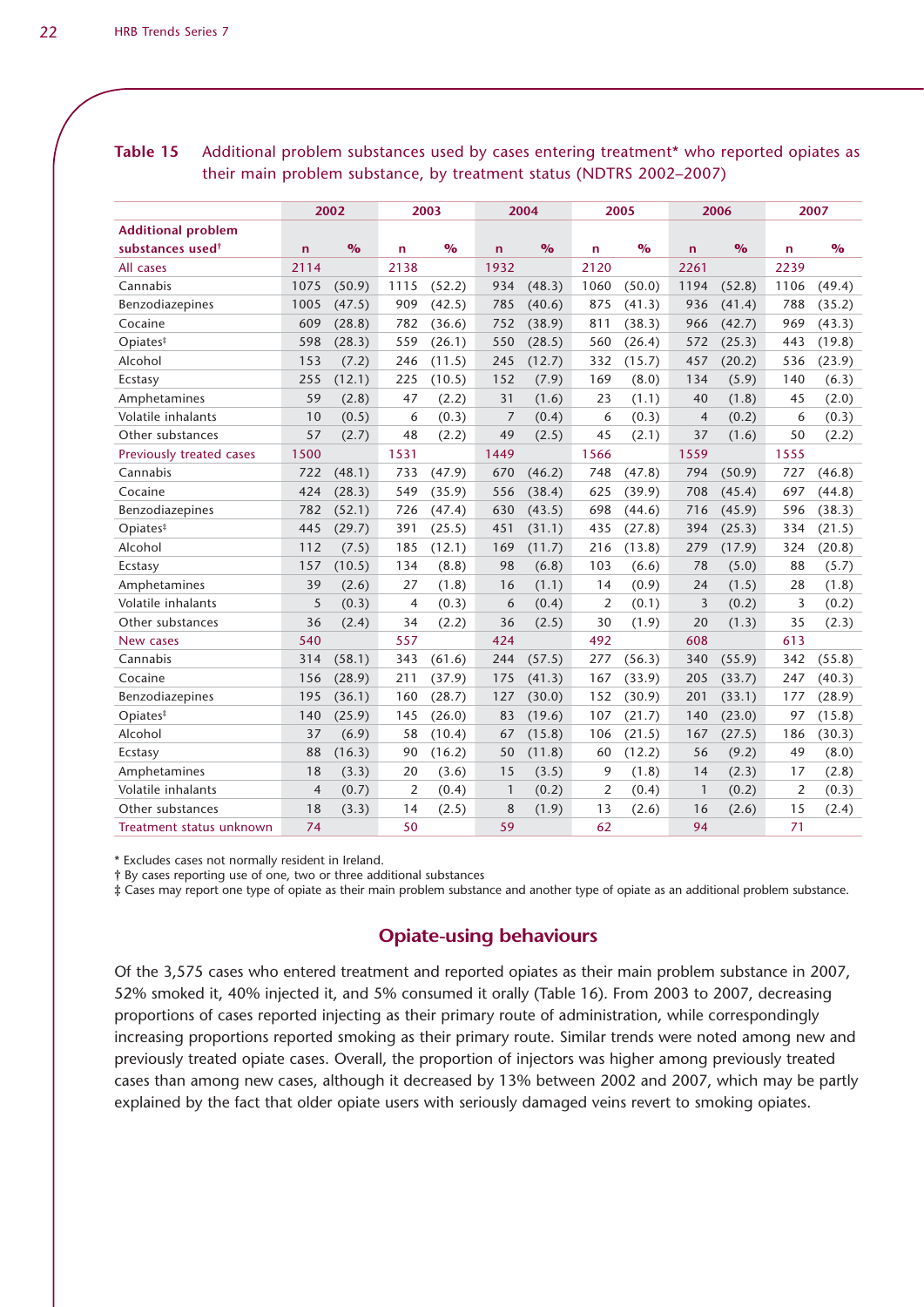**Table 15** Additional problem substances used by cases entering treatment* who reported opiates as their main problem substance, by treatment status (NDTRS 2002–2007)

| Additional problem substances used† | 2002 | | 2003 | | 2004 | | 2005 | | 2006 | | 2007 | |
|---|---|---|---|---|---|---|---|---|---|---|---|---|
| | n | % | n | % | n | % | n | % | n | % | n | % |
| All cases | 2114 | | 2138 | | 1932 | | 2120 | | 2261 | | 2239 | |
| Cannabis | 1075 | (50.9) | 1115 | (52.2) | 934 | (48.3) | 1060 | (50.0) | 1194 | (52.8) | 1106 | (49.4) |
| Benzodiazepines | 1005 | (47.5) | 909 | (42.5) | 785 | (40.6) | 875 | (41.3) | 936 | (41.4) | 788 | (35.2) |
| Cocaine | 609 | (28.8) | 782 | (36.6) | 752 | (38.9) | 811 | (38.3) | 966 | (42.7) | 969 | (43.3) |
| Opiates‡ | 598 | (28.3) | 559 | (26.1) | 550 | (28.5) | 560 | (26.4) | 572 | (25.3) | 443 | (19.8) |
| Alcohol | 153 | (7.2) | 246 | (11.5) | 245 | (12.7) | 332 | (15.7) | 457 | (20.2) | 536 | (23.9) |
| Ecstasy | 255 | (12.1) | 225 | (10.5) | 152 | (7.9) | 169 | (8.0) | 134 | (5.9) | 140 | (6.3) |
| Amphetamines | 59 | (2.8) | 47 | (2.2) | 31 | (1.6) | 23 | (1.1) | 40 | (1.8) | 45 | (2.0) |
| Volatile inhalants | 10 | (0.5) | 6 | (0.3) | 7 | (0.4) | 6 | (0.3) | 4 | (0.2) | 6 | (0.3) |
| Other substances | 57 | (2.7) | 48 | (2.2) | 49 | (2.5) | 45 | (2.1) | 37 | (1.6) | 50 | (2.2) |
| Previously treated cases | 1500 | | 1531 | | 1449 | | 1566 | | 1559 | | 1555 | |
| Cannabis | 722 | (48.1) | 733 | (47.9) | 670 | (46.2) | 748 | (47.8) | 794 | (50.9) | 727 | (46.8) |
| Cocaine | 424 | (28.3) | 549 | (35.9) | 556 | (38.4) | 625 | (39.9) | 708 | (45.4) | 697 | (44.8) |
| Benzodiazepines | 782 | (52.1) | 726 | (47.4) | 630 | (43.5) | 698 | (44.6) | 716 | (45.9) | 596 | (38.3) |
| Opiates‡ | 445 | (29.7) | 391 | (25.5) | 451 | (31.1) | 435 | (27.8) | 394 | (25.3) | 334 | (21.5) |
| Alcohol | 112 | (7.5) | 185 | (12.1) | 169 | (11.7) | 216 | (13.8) | 279 | (17.9) | 324 | (20.8) |
| Ecstasy | 157 | (10.5) | 134 | (8.8) | 98 | (6.8) | 103 | (6.6) | 78 | (5.0) | 88 | (5.7) |
| Amphetamines | 39 | (2.6) | 27 | (1.8) | 16 | (1.1) | 14 | (0.9) | 24 | (1.5) | 28 | (1.8) |
| Volatile inhalants | 5 | (0.3) | 4 | (0.3) | 6 | (0.4) | 2 | (0.1) | 3 | (0.2) | 3 | (0.2) |
| Other substances | 36 | (2.4) | 34 | (2.2) | 36 | (2.5) | 30 | (1.9) | 20 | (1.3) | 35 | (2.3) |
| New cases | 540 | | 557 | | 424 | | 492 | | 608 | | 613 | |
| Cannabis | 314 | (58.1) | 343 | (61.6) | 244 | (57.5) | 277 | (56.3) | 340 | (55.9) | 342 | (55.8) |
| Cocaine | 156 | (28.9) | 211 | (37.9) | 175 | (41.3) | 167 | (33.9) | 205 | (33.7) | 247 | (40.3) |
| Benzodiazepines | 195 | (36.1) | 160 | (28.7) | 127 | (30.0) | 152 | (30.9) | 201 | (33.1) | 177 | (28.9) |
| Opiates‡ | 140 | (25.9) | 145 | (26.0) | 83 | (19.6) | 107 | (21.7) | 140 | (23.0) | 97 | (15.8) |
| Alcohol | 37 | (6.9) | 58 | (10.4) | 67 | (15.8) | 106 | (21.5) | 167 | (27.5) | 186 | (30.3) |
| Ecstasy | 88 | (16.3) | 90 | (16.2) | 50 | (11.8) | 60 | (12.2) | 56 | (9.2) | 49 | (8.0) |
| Amphetamines | 18 | (3.3) | 20 | (3.6) | 15 | (3.5) | 9 | (1.8) | 14 | (2.3) | 17 | (2.8) |
| Volatile inhalants | 4 | (0.7) | 2 | (0.4) | 1 | (0.2) | 2 | (0.4) | 1 | (0.2) | 2 | (0.3) |
| Other substances | 18 | (3.3) | 14 | (2.5) | 8 | (1.9) | 13 | (2.6) | 16 | (2.6) | 15 | (2.4) |
| Treatment status unknown | 74 | | 50 | | 59 | | 62 | | 94 | | 71 | |

* Excludes cases not normally resident in Ireland.
† By cases reporting use of one, two or three additional substances
‡ Cases may report one type of opiate as their main problem substance and another type of opiate as an additional problem substance.

## Opiate-using behaviours

Of the 3,575 cases who entered treatment and reported opiates as their main problem substance in 2007, 52% smoked it, 40% injected it, and 5% consumed it orally (Table 16). From 2003 to 2007, decreasing proportions of cases reported injecting as their primary route of administration, while correspondingly increasing proportions reported smoking as their primary route. Similar trends were noted among new and previously treated opiate cases. Overall, the proportion of injectors was higher among previously treated cases than among new cases, although it decreased by 13% between 2002 and 2007, which may be partly explained by the fact that older opiate users with seriously damaged veins revert to smoking opiates.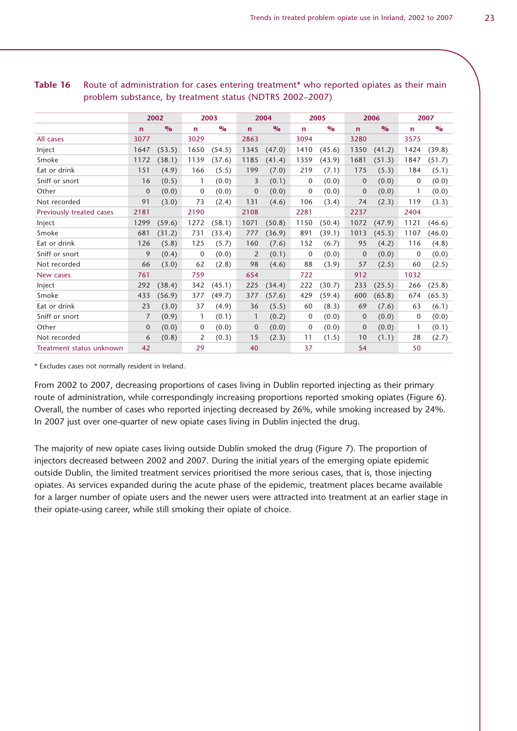**Table 16** Route of administration for cases entering treatment* who reported opiates as their main problem substance, by treatment status (NDTRS 2002–2007)

| | 2002 | | 2003 | | 2004 | | 2005 | | 2006 | | 2007 | |
|---|---|---|---|---|---|---|---|---|---|---|---|---|
| | n | % | n | % | n | % | n | % | n | % | n | % |
| All cases | 3077 | | 3029 | | 2863 | | 3094 | | 3280 | | 3575 | |
| Inject | 1647 | (53.5) | 1650 | (54.5) | 1345 | (47.0) | 1410 | (45.6) | 1350 | (41.2) | 1424 | (39.8) |
| Smoke | 1172 | (38.1) | 1139 | (37.6) | 1185 | (41.4) | 1359 | (43.9) | 1681 | (51.3) | 1847 | (51.7) |
| Eat or drink | 151 | (4.9) | 166 | (5.5) | 199 | (7.0) | 219 | (7.1) | 175 | (5.3) | 184 | (5.1) |
| Sniff or snort | 16 | (0.5) | 1 | (0.0) | 3 | (0.1) | 0 | (0.0) | 0 | (0.0) | 0 | (0.0) |
| Other | 0 | (0.0) | 0 | (0.0) | 0 | (0.0) | 0 | (0.0) | 0 | (0.0) | 1 | (0.0) |
| Not recorded | 91 | (3.0) | 73 | (2.4) | 131 | (4.6) | 106 | (3.4) | 74 | (2.3) | 119 | (3.3) |
| Previously treated cases | 2181 | | 2190 | | 2108 | | 2281 | | 2237 | | 2404 | |
| Inject | 1299 | (59.6) | 1272 | (58.1) | 1071 | (50.8) | 1150 | (50.4) | 1072 | (47.9) | 1121 | (46.6) |
| Smoke | 681 | (31.2) | 731 | (33.4) | 777 | (36.9) | 891 | (39.1) | 1013 | (45.3) | 1107 | (46.0) |
| Eat or drink | 126 | (5.8) | 125 | (5.7) | 160 | (7.6) | 152 | (6.7) | 95 | (4.2) | 116 | (4.8) |
| Sniff or snort | 9 | (0.4) | 0 | (0.0) | 2 | (0.1) | 0 | (0.0) | 0 | (0.0) | 0 | (0.0) |
| Not recorded | 66 | (3.0) | 62 | (2.8) | 98 | (4.6) | 88 | (3.9) | 57 | (2.5) | 60 | (2.5) |
| New cases | 761 | | 759 | | 654 | | 722 | | 912 | | 1032 | |
| Inject | 292 | (38.4) | 342 | (45.1) | 225 | (34.4) | 222 | (30.7) | 233 | (25.5) | 266 | (25.8) |
| Smoke | 433 | (56.9) | 377 | (49.7) | 377 | (57.6) | 429 | (59.4) | 600 | (65.8) | 674 | (65.3) |
| Eat or drink | 23 | (3.0) | 37 | (4.9) | 36 | (5.5) | 60 | (8.3) | 69 | (7.6) | 63 | (6.1) |
| Sniff or snort | 7 | (0.9) | 1 | (0.1) | 1 | (0.2) | 0 | (0.0) | 0 | (0.0) | 0 | (0.0) |
| Other | 0 | (0.0) | 0 | (0.0) | 0 | (0.0) | 0 | (0.0) | 0 | (0.0) | 1 | (0.1) |
| Not recorded | 6 | (0.8) | 2 | (0.3) | 15 | (2.3) | 11 | (1.5) | 10 | (1.1) | 28 | (2.7) |
| Treatment status unknown | 42 | | 29 | | 40 | | 37 | | 54 | | 50 | |

\* Excludes cases not normally resident in Ireland.

From 2002 to 2007, decreasing proportions of cases living in Dublin reported injecting as their primary route of administration, while correspondingly increasing proportions reported smoking opiates (Figure 6). Overall, the number of cases who reported injecting decreased by 26%, while smoking increased by 24%. In 2007 just over one-quarter of new opiate cases living in Dublin injected the drug.

The majority of new opiate cases living outside Dublin smoked the drug (Figure 7). The proportion of injectors decreased between 2002 and 2007. During the initial years of the emerging opiate epidemic outside Dublin, the limited treatment services prioritised the more serious cases, that is, those injecting opiates. As services expanded during the acute phase of the epidemic, treatment places became available for a larger number of opiate users and the newer users were attracted into treatment at an earlier stage in their opiate-using career, while still smoking their opiate of choice.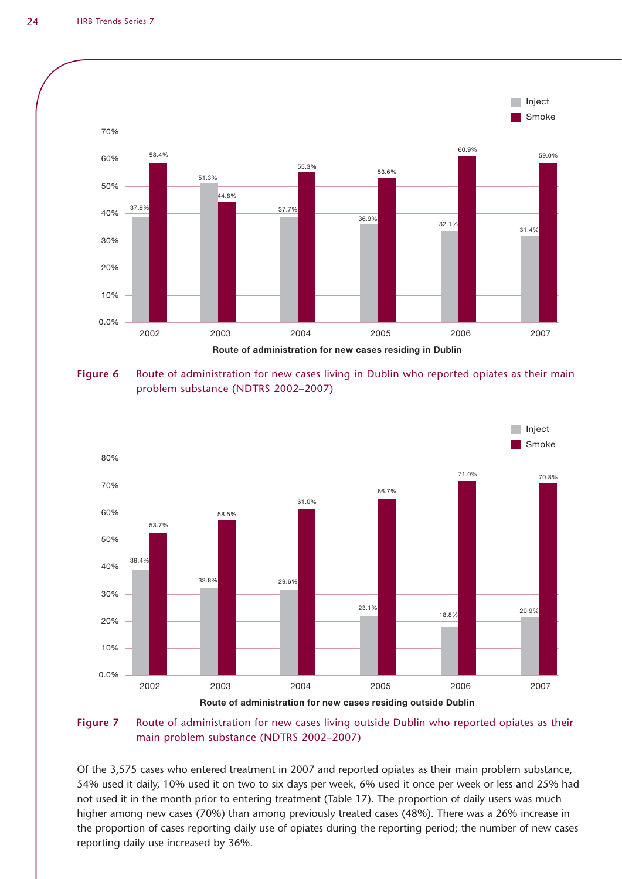| Year | Inject | Smoke |
|---|---|---|
| 2002 | 37.9% | 58.4% |
| 2003 | 51.3% | 44.8% |
| 2004 | 37.7% | 55.3% |
| 2005 | 36.9% | 53.6% |
| 2006 | 32.1% | 60.9% |
| 2007 | 31.4% | 59.0% |

Route of administration for new cases residing in Dublin

**Figure 6** Route of administration for new cases living in Dublin who reported opiates as their main problem substance (NDTRS 2002–2007)

| Year | Inject | Smoke |
|---|---|---|
| 2002 | 39.4% | 53.7% |
| 2003 | 33.8% | 58.5% |
| 2004 | 29.6% | 61.0% |
| 2005 | 23.1% | 66.7% |
| 2006 | 18.8% | 71.0% |
| 2007 | 20.9% | 70.8% |

Route of administration for new cases residing outside Dublin

**Figure 7** Route of administration for new cases living outside Dublin who reported opiates as their main problem substance (NDTRS 2002–2007)

Of the 3,575 cases who entered treatment in 2007 and reported opiates as their main problem substance, 54% used it daily, 10% used it on two to six days per week, 6% used it once per week or less and 25% had not used it in the month prior to entering treatment (Table 17). The proportion of daily users was much higher among new cases (70%) than among previously treated cases (48%). There was a 26% increase in the proportion of cases reporting daily use of opiates during the reporting period; the number of new cases reporting daily use increased by 36%.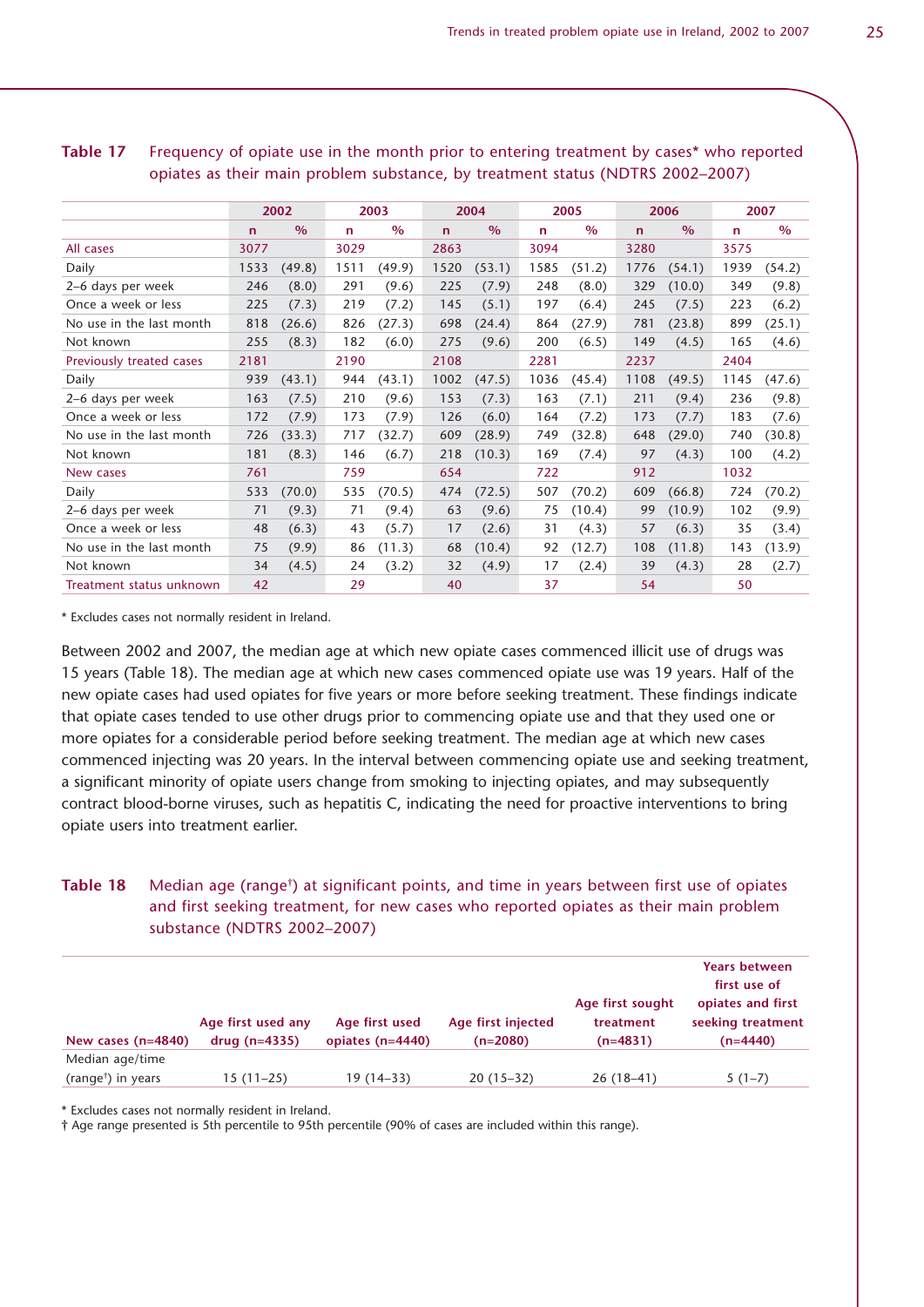**Table 17** Frequency of opiate use in the month prior to entering treatment by cases* who reported opiates as their main problem substance, by treatment status (NDTRS 2002–2007)

| | 2002 | | 2003 | | 2004 | | 2005 | | 2006 | | 2007 | |
|---|---|---|---|---|---|---|---|---|---|---|---|---|
| | n | % | n | % | n | % | n | % | n | % | n | % |
| All cases | 3077 | | 3029 | | 2863 | | 3094 | | 3280 | | 3575 | |
| Daily | 1533 | (49.8) | 1511 | (49.9) | 1520 | (53.1) | 1585 | (51.2) | 1776 | (54.1) | 1939 | (54.2) |
| 2–6 days per week | 246 | (8.0) | 291 | (9.6) | 225 | (7.9) | 248 | (8.0) | 329 | (10.0) | 349 | (9.8) |
| Once a week or less | 225 | (7.3) | 219 | (7.2) | 145 | (5.1) | 197 | (6.4) | 245 | (7.5) | 223 | (6.2) |
| No use in the last month | 818 | (26.6) | 826 | (27.3) | 698 | (24.4) | 864 | (27.9) | 781 | (23.8) | 899 | (25.1) |
| Not known | 255 | (8.3) | 182 | (6.0) | 275 | (9.6) | 200 | (6.5) | 149 | (4.5) | 165 | (4.6) |
| Previously treated cases | 2181 | | 2190 | | 2108 | | 2281 | | 2237 | | 2404 | |
| Daily | 939 | (43.1) | 944 | (43.1) | 1002 | (47.5) | 1036 | (45.4) | 1108 | (49.5) | 1145 | (47.6) |
| 2–6 days per week | 163 | (7.5) | 210 | (9.6) | 153 | (7.3) | 163 | (7.1) | 211 | (9.4) | 236 | (9.8) |
| Once a week or less | 172 | (7.9) | 173 | (7.9) | 126 | (6.0) | 164 | (7.2) | 173 | (7.7) | 183 | (7.6) |
| No use in the last month | 726 | (33.3) | 717 | (32.7) | 609 | (28.9) | 749 | (32.8) | 648 | (29.0) | 740 | (30.8) |
| Not known | 181 | (8.3) | 146 | (6.7) | 218 | (10.3) | 169 | (7.4) | 97 | (4.3) | 100 | (4.2) |
| New cases | 761 | | 759 | | 654 | | 722 | | 912 | | 1032 | |
| Daily | 533 | (70.0) | 535 | (70.5) | 474 | (72.5) | 507 | (70.2) | 609 | (66.8) | 724 | (70.2) |
| 2–6 days per week | 71 | (9.3) | 71 | (9.4) | 63 | (9.6) | 75 | (10.4) | 99 | (10.9) | 102 | (9.9) |
| Once a week or less | 48 | (6.3) | 43 | (5.7) | 17 | (2.6) | 31 | (4.3) | 57 | (6.3) | 35 | (3.4) |
| No use in the last month | 75 | (9.9) | 86 | (11.3) | 68 | (10.4) | 92 | (12.7) | 108 | (11.8) | 143 | (13.9) |
| Not known | 34 | (4.5) | 24 | (3.2) | 32 | (4.9) | 17 | (2.4) | 39 | (4.3) | 28 | (2.7) |
| Treatment status unknown | 42 | | 29 | | 40 | | 37 | | 54 | | 50 | |

* Excludes cases not normally resident in Ireland.

Between 2002 and 2007, the median age at which new opiate cases commenced illicit use of drugs was 15 years (Table 18). The median age at which new cases commenced opiate use was 19 years. Half of the new opiate cases had used opiates for five years or more before seeking treatment. These findings indicate that opiate cases tended to use other drugs prior to commencing opiate use and that they used one or more opiates for a considerable period before seeking treatment. The median age at which new cases commenced injecting was 20 years. In the interval between commencing opiate use and seeking treatment, a significant minority of opiate users change from smoking to injecting opiates, and may subsequently contract blood-borne viruses, such as hepatitis C, indicating the need for proactive interventions to bring opiate users into treatment earlier.

**Table 18** Median age (range†) at significant points, and time in years between first use of opiates and first seeking treatment, for new cases who reported opiates as their main problem substance (NDTRS 2002–2007)

| New cases (n=4840) | Age first used any drug (n=4335) | Age first used opiates (n=4440) | Age first injected (n=2080) | Age first sought treatment (n=4831) | Years between first use of opiates and first seeking treatment (n=4440) |
|---|---|---|---|---|---|
| Median age/time (range†) in years | 15 (11–25) | 19 (14–33) | 20 (15–32) | 26 (18–41) | 5 (1–7) |

* Excludes cases not normally resident in Ireland.
† Age range presented is 5th percentile to 95th percentile (90% of cases are included within this range).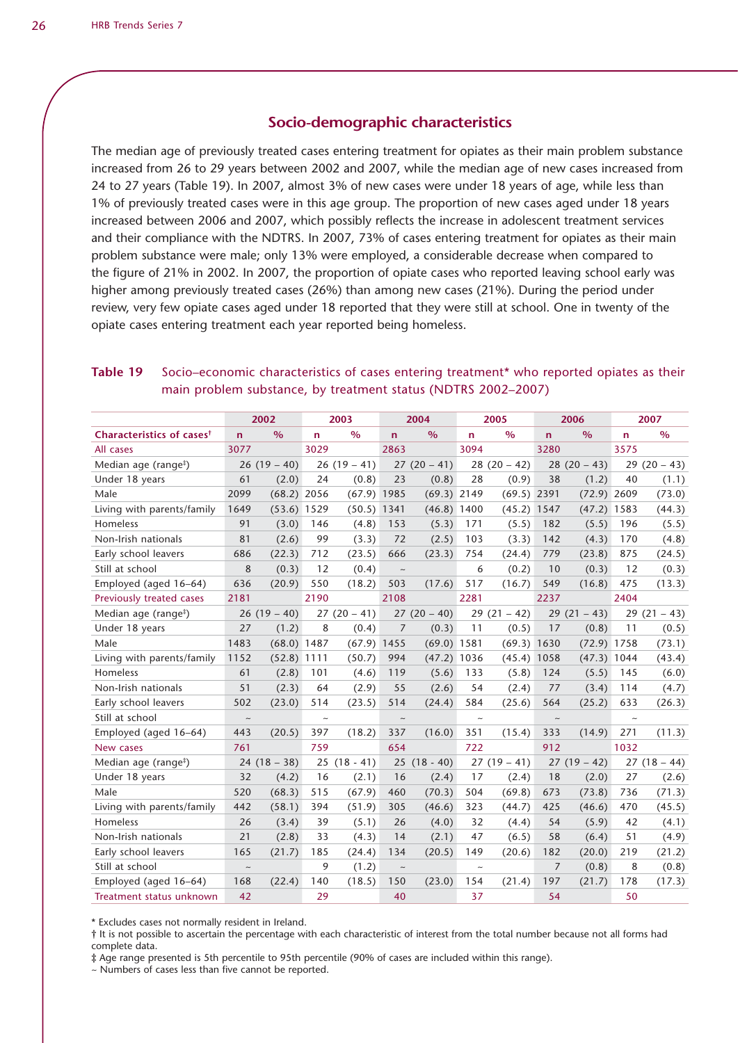## Socio-demographic characteristics

The median age of previously treated cases entering treatment for opiates as their main problem substance increased from 26 to 29 years between 2002 and 2007, while the median age of new cases increased from 24 to 27 years (Table 19). In 2007, almost 3% of new cases were under 18 years of age, while less than 1% of previously treated cases were in this age group. The proportion of new cases aged under 18 years increased between 2006 and 2007, which possibly reflects the increase in adolescent treatment services and their compliance with the NDTRS. In 2007, 73% of cases entering treatment for opiates as their main problem substance were male; only 13% were employed, a considerable decrease when compared to the figure of 21% in 2002. In 2007, the proportion of opiate cases who reported leaving school early was higher among previously treated cases (26%) than among new cases (21%). During the period under review, very few opiate cases aged under 18 reported that they were still at school. One in twenty of the opiate cases entering treatment each year reported being homeless.

**Table 19** Socio–economic characteristics of cases entering treatment* who reported opiates as their main problem substance, by treatment status (NDTRS 2002–2007)

| | 2002 | | 2003 | | 2004 | | 2005 | | 2006 | | 2007 | |
|---|---|---|---|---|---|---|---|---|---|---|---|---|
| **Characteristics of cases†** | **n** | **%** | **n** | **%** | **n** | **%** | **n** | **%** | **n** | **%** | **n** | **%** |
| All cases | 3077 | | 3029 | | 2863 | | 3094 | | 3280 | | 3575 | |
| Median age (range‡) | 26 (19 – 40) | | 26 (19 – 41) | | 27 (20 – 41) | | 28 (20 – 42) | | 28 (20 – 43) | | 29 (20 – 43) | |
| Under 18 years | 61 | (2.0) | 24 | (0.8) | 23 | (0.8) | 28 | (0.9) | 38 | (1.2) | 40 | (1.1) |
| Male | 2099 | (68.2) | 2056 | (67.9) | 1985 | (69.3) | 2149 | (69.5) | 2391 | (72.9) | 2609 | (73.0) |
| Living with parents/family | 1649 | (53.6) | 1529 | (50.5) | 1341 | (46.8) | 1400 | (45.2) | 1547 | (47.2) | 1583 | (44.3) |
| Homeless | 91 | (3.0) | 146 | (4.8) | 153 | (5.3) | 171 | (5.5) | 182 | (5.5) | 196 | (5.5) |
| Non-Irish nationals | 81 | (2.6) | 99 | (3.3) | 72 | (2.5) | 103 | (3.3) | 142 | (4.3) | 170 | (4.8) |
| Early school leavers | 686 | (22.3) | 712 | (23.5) | 666 | (23.3) | 754 | (24.4) | 779 | (23.8) | 875 | (24.5) |
| Still at school | 8 | (0.3) | 12 | (0.4) | ~ | | 6 | (0.2) | 10 | (0.3) | 12 | (0.3) |
| Employed (aged 16–64) | 636 | (20.9) | 550 | (18.2) | 503 | (17.6) | 517 | (16.7) | 549 | (16.8) | 475 | (13.3) |
| Previously treated cases | 2181 | | 2190 | | 2108 | | 2281 | | 2237 | | 2404 | |
| Median age (range‡) | 26 (19 – 40) | | 27 (20 – 41) | | 27 (20 – 40) | | 29 (21 – 42) | | 29 (21 – 43) | | 29 (21 – 43) | |
| Under 18 years | 27 | (1.2) | 8 | (0.4) | 7 | (0.3) | 11 | (0.5) | 17 | (0.8) | 11 | (0.5) |
| Male | 1483 | (68.0) | 1487 | (67.9) | 1455 | (69.0) | 1581 | (69.3) | 1630 | (72.9) | 1758 | (73.1) |
| Living with parents/family | 1152 | (52.8) | 1111 | (50.7) | 994 | (47.2) | 1036 | (45.4) | 1058 | (47.3) | 1044 | (43.4) |
| Homeless | 61 | (2.8) | 101 | (4.6) | 119 | (5.6) | 133 | (5.8) | 124 | (5.5) | 145 | (6.0) |
| Non-Irish nationals | 51 | (2.3) | 64 | (2.9) | 55 | (2.6) | 54 | (2.4) | 77 | (3.4) | 114 | (4.7) |
| Early school leavers | 502 | (23.0) | 514 | (23.5) | 514 | (24.4) | 584 | (25.6) | 564 | (25.2) | 633 | (26.3) |
| Still at school | ~ | | ~ | | ~ | | ~ | | ~ | | ~ | |
| Employed (aged 16–64) | 443 | (20.5) | 397 | (18.2) | 337 | (16.0) | 351 | (15.4) | 333 | (14.9) | 271 | (11.3) |
| New cases | 761 | | 759 | | 654 | | 722 | | 912 | | 1032 | |
| Median age (range‡) | 24 (18 – 38) | | 25 (18 - 41) | | 25 (18 - 40) | | 27 (19 – 41) | | 27 (19 – 42) | | 27 (18 – 44) | |
| Under 18 years | 32 | (4.2) | 16 | (2.1) | 16 | (2.4) | 17 | (2.4) | 18 | (2.0) | 27 | (2.6) |
| Male | 520 | (68.3) | 515 | (67.9) | 460 | (70.3) | 504 | (69.8) | 673 | (73.8) | 736 | (71.3) |
| Living with parents/family | 442 | (58.1) | 394 | (51.9) | 305 | (46.6) | 323 | (44.7) | 425 | (46.6) | 470 | (45.5) |
| Homeless | 26 | (3.4) | 39 | (5.1) | 26 | (4.0) | 32 | (4.4) | 54 | (5.9) | 42 | (4.1) |
| Non-Irish nationals | 21 | (2.8) | 33 | (4.3) | 14 | (2.1) | 47 | (6.5) | 58 | (6.4) | 51 | (4.9) |
| Early school leavers | 165 | (21.7) | 185 | (24.4) | 134 | (20.5) | 149 | (20.6) | 182 | (20.0) | 219 | (21.2) |
| Still at school | ~ | | 9 | (1.2) | ~ | | ~ | | 7 | (0.8) | 8 | (0.8) |
| Employed (aged 16–64) | 168 | (22.4) | 140 | (18.5) | 150 | (23.0) | 154 | (21.4) | 197 | (21.7) | 178 | (17.3) |
| Treatment status unknown | 42 | | 29 | | 40 | | 37 | | 54 | | 50 | |

* Excludes cases not normally resident in Ireland.
† It is not possible to ascertain the percentage with each characteristic of interest from the total number because not all forms had complete data.
‡ Age range presented is 5th percentile to 95th percentile (90% of cases are included within this range).
~ Numbers of cases less than five cannot be reported.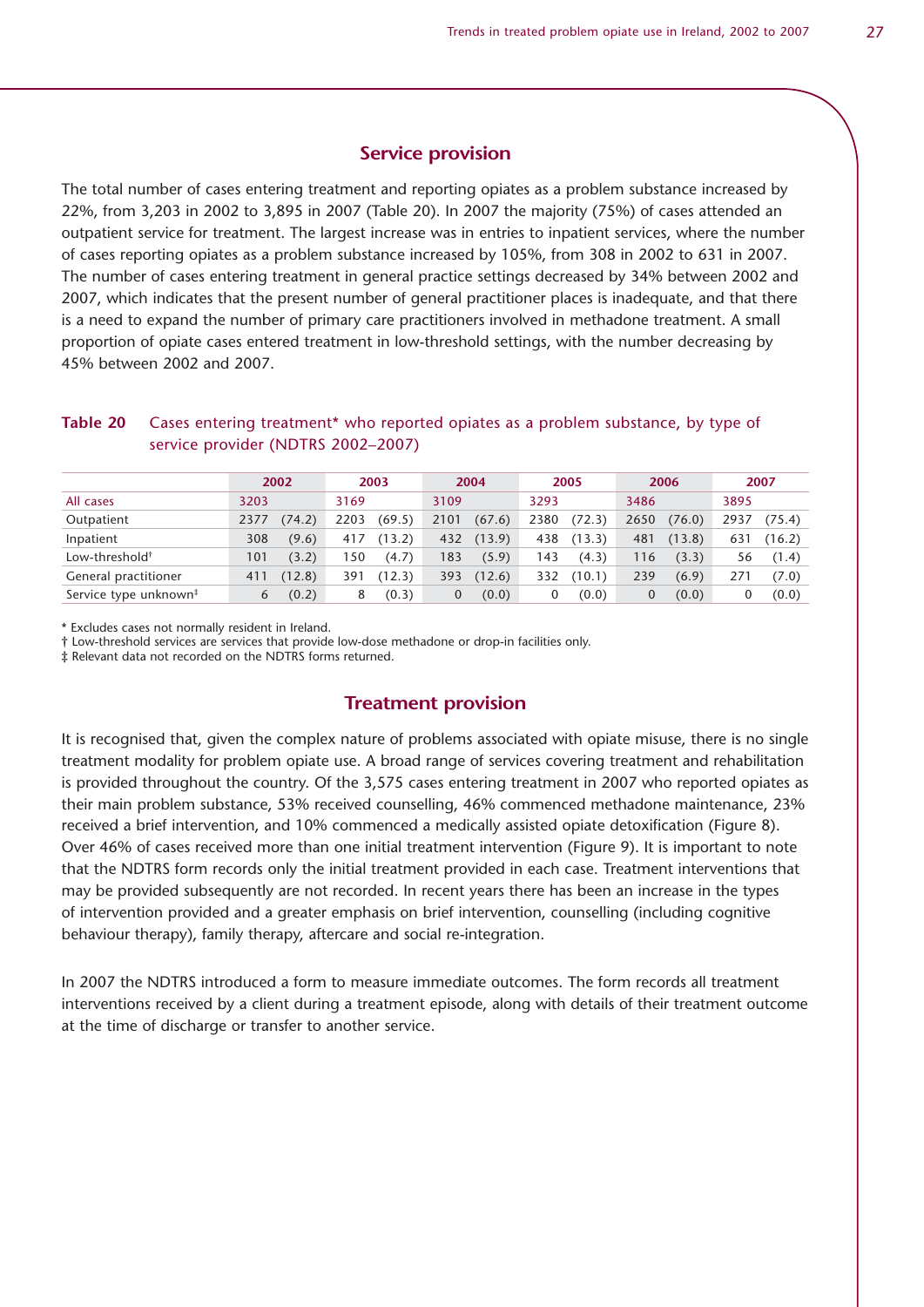## Service provision

The total number of cases entering treatment and reporting opiates as a problem substance increased by 22%, from 3,203 in 2002 to 3,895 in 2007 (Table 20). In 2007 the majority (75%) of cases attended an outpatient service for treatment. The largest increase was in entries to inpatient services, where the number of cases reporting opiates as a problem substance increased by 105%, from 308 in 2002 to 631 in 2007. The number of cases entering treatment in general practice settings decreased by 34% between 2002 and 2007, which indicates that the present number of general practitioner places is inadequate, and that there is a need to expand the number of primary care practitioners involved in methadone treatment. A small proportion of opiate cases entered treatment in low-threshold settings, with the number decreasing by 45% between 2002 and 2007.

**Table 20** Cases entering treatment* who reported opiates as a problem substance, by type of service provider (NDTRS 2002–2007)

| | 2002 | | 2003 | | 2004 | | 2005 | | 2006 | | 2007 | |
|---|---|---|---|---|---|---|---|---|---|---|---|---|
| All cases | 3203 | | 3169 | | 3109 | | 3293 | | 3486 | | 3895 | |
| Outpatient | 2377 | (74.2) | 2203 | (69.5) | 2101 | (67.6) | 2380 | (72.3) | 2650 | (76.0) | 2937 | (75.4) |
| Inpatient | 308 | (9.6) | 417 | (13.2) | 432 | (13.9) | 438 | (13.3) | 481 | (13.8) | 631 | (16.2) |
| Low-threshold† | 101 | (3.2) | 150 | (4.7) | 183 | (5.9) | 143 | (4.3) | 116 | (3.3) | 56 | (1.4) |
| General practitioner | 411 | (12.8) | 391 | (12.3) | 393 | (12.6) | 332 | (10.1) | 239 | (6.9) | 271 | (7.0) |
| Service type unknown‡ | 6 | (0.2) | 8 | (0.3) | 0 | (0.0) | 0 | (0.0) | 0 | (0.0) | 0 | (0.0) |

\* Excludes cases not normally resident in Ireland.
† Low-threshold services are services that provide low-dose methadone or drop-in facilities only.
‡ Relevant data not recorded on the NDTRS forms returned.

## Treatment provision

It is recognised that, given the complex nature of problems associated with opiate misuse, there is no single treatment modality for problem opiate use. A broad range of services covering treatment and rehabilitation is provided throughout the country. Of the 3,575 cases entering treatment in 2007 who reported opiates as their main problem substance, 53% received counselling, 46% commenced methadone maintenance, 23% received a brief intervention, and 10% commenced a medically assisted opiate detoxification (Figure 8). Over 46% of cases received more than one initial treatment intervention (Figure 9). It is important to note that the NDTRS form records only the initial treatment provided in each case. Treatment interventions that may be provided subsequently are not recorded. In recent years there has been an increase in the types of intervention provided and a greater emphasis on brief intervention, counselling (including cognitive behaviour therapy), family therapy, aftercare and social re-integration.

In 2007 the NDTRS introduced a form to measure immediate outcomes. The form records all treatment interventions received by a client during a treatment episode, along with details of their treatment outcome at the time of discharge or transfer to another service.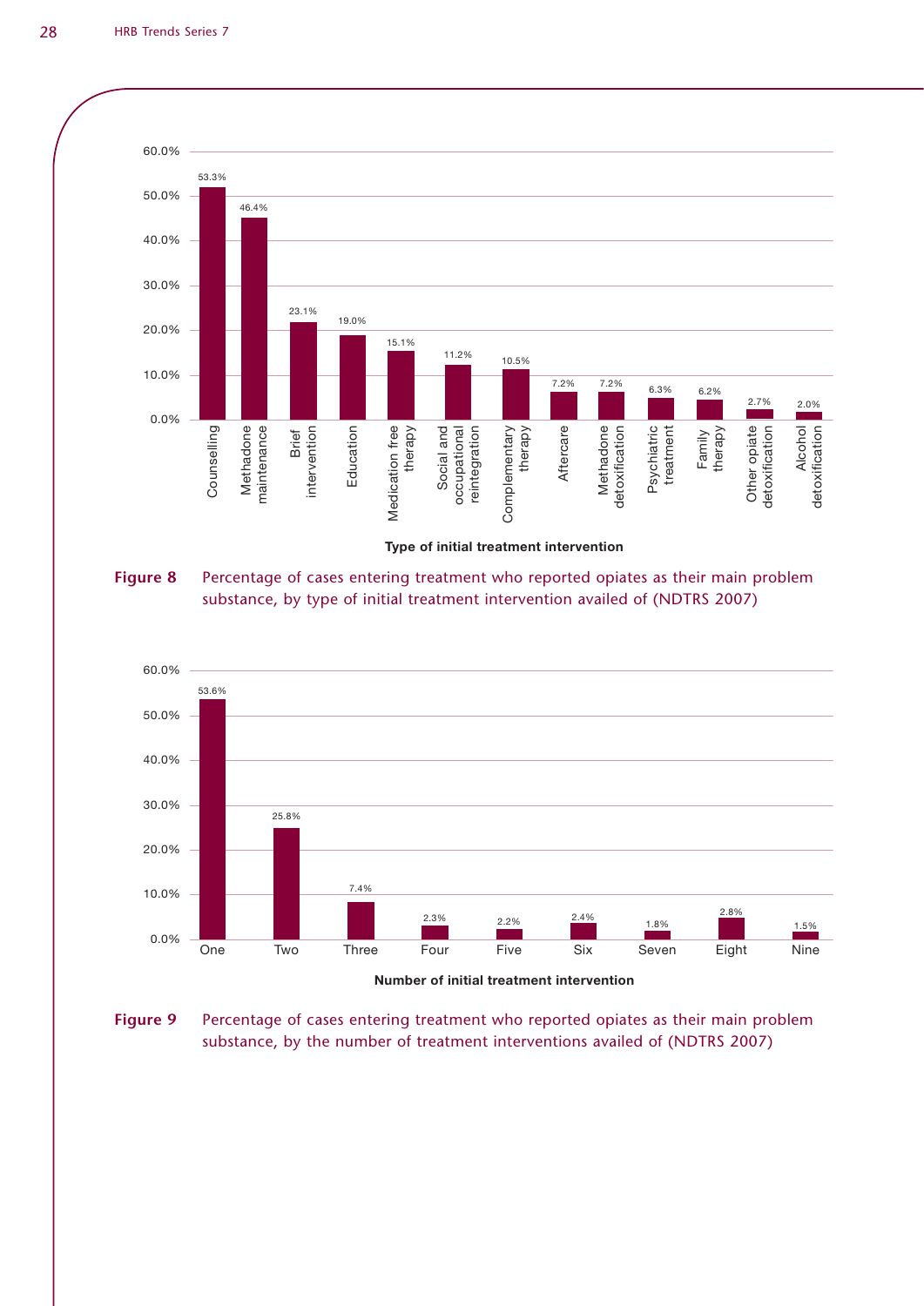| Type of initial treatment intervention | Percentage |
|---|---|
| Counselling | 53.3% |
| Methadone maintenance | 46.4% |
| Brief intervention | 23.1% |
| Education | 19.0% |
| Medication free therapy | 15.1% |
| Social and occupational reintegration | 11.2% |
| Complementary therapy | 10.5% |
| Aftercare | 7.2% |
| Methadone detoxification | 7.2% |
| Psychiatric treatment | 6.3% |
| Family therapy | 6.2% |
| Other opiate detoxification | 2.7% |
| Alcohol detoxification | 2.0% |

**Figure 8** Percentage of cases entering treatment who reported opiates as their main problem substance, by type of initial treatment intervention availed of (NDTRS 2007)

| Number of initial treatment intervention | Percentage |
|---|---|
| One | 53.6% |
| Two | 25.8% |
| Three | 7.4% |
| Four | 2.3% |
| Five | 2.2% |
| Six | 2.4% |
| Seven | 1.8% |
| Eight | 2.8% |
| Nine | 1.5% |

**Figure 9** Percentage of cases entering treatment who reported opiates as their main problem substance, by the number of treatment interventions availed of (NDTRS 2007)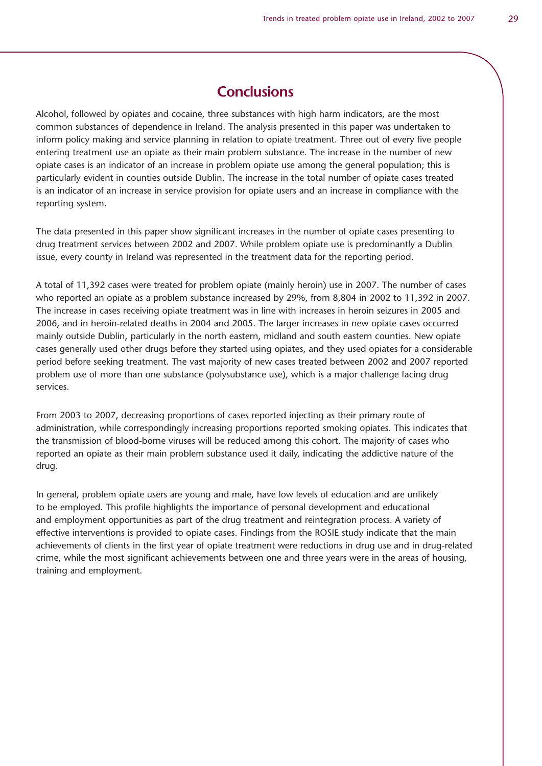# Conclusions

Alcohol, followed by opiates and cocaine, three substances with high harm indicators, are the most common substances of dependence in Ireland. The analysis presented in this paper was undertaken to inform policy making and service planning in relation to opiate treatment. Three out of every five people entering treatment use an opiate as their main problem substance. The increase in the number of new opiate cases is an indicator of an increase in problem opiate use among the general population; this is particularly evident in counties outside Dublin. The increase in the total number of opiate cases treated is an indicator of an increase in service provision for opiate users and an increase in compliance with the reporting system.

The data presented in this paper show significant increases in the number of opiate cases presenting to drug treatment services between 2002 and 2007. While problem opiate use is predominantly a Dublin issue, every county in Ireland was represented in the treatment data for the reporting period.

A total of 11,392 cases were treated for problem opiate (mainly heroin) use in 2007. The number of cases who reported an opiate as a problem substance increased by 29%, from 8,804 in 2002 to 11,392 in 2007. The increase in cases receiving opiate treatment was in line with increases in heroin seizures in 2005 and 2006, and in heroin-related deaths in 2004 and 2005. The larger increases in new opiate cases occurred mainly outside Dublin, particularly in the north eastern, midland and south eastern counties. New opiate cases generally used other drugs before they started using opiates, and they used opiates for a considerable period before seeking treatment. The vast majority of new cases treated between 2002 and 2007 reported problem use of more than one substance (polysubstance use), which is a major challenge facing drug services.

From 2003 to 2007, decreasing proportions of cases reported injecting as their primary route of administration, while correspondingly increasing proportions reported smoking opiates. This indicates that the transmission of blood-borne viruses will be reduced among this cohort. The majority of cases who reported an opiate as their main problem substance used it daily, indicating the addictive nature of the drug.

In general, problem opiate users are young and male, have low levels of education and are unlikely to be employed. This profile highlights the importance of personal development and educational and employment opportunities as part of the drug treatment and reintegration process. A variety of effective interventions is provided to opiate cases. Findings from the ROSIE study indicate that the main achievements of clients in the first year of opiate treatment were reductions in drug use and in drug-related crime, while the most significant achievements between one and three years were in the areas of housing, training and employment.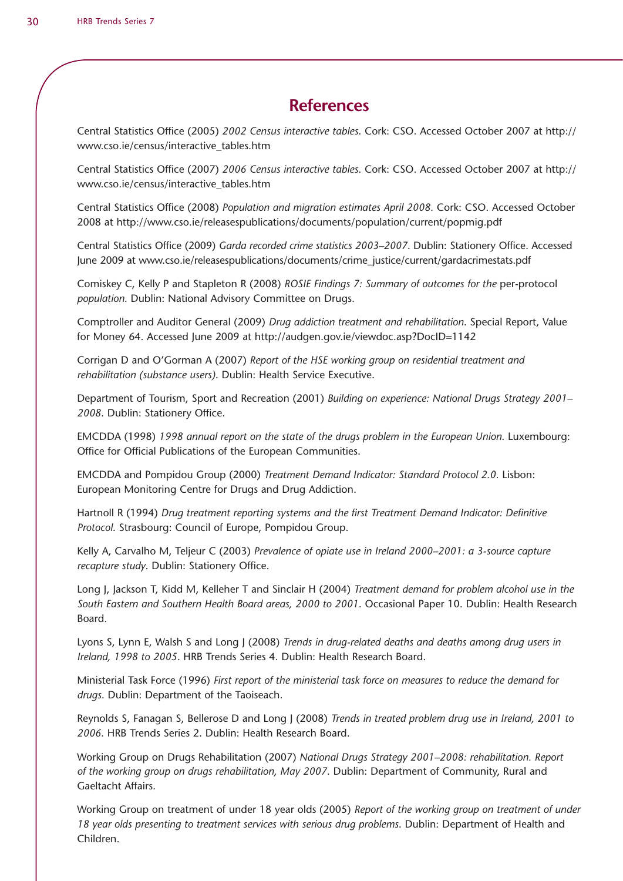# References

Central Statistics Office (2005) *2002 Census interactive tables*. Cork: CSO. Accessed October 2007 at http://www.cso.ie/census/interactive_tables.htm

Central Statistics Office (2007) *2006 Census interactive tables*. Cork: CSO. Accessed October 2007 at http://www.cso.ie/census/interactive_tables.htm

Central Statistics Office (2008) *Population and migration estimates April 2008*. Cork: CSO. Accessed October 2008 at http://www.cso.ie/releasespublications/documents/population/current/popmig.pdf

Central Statistics Office (2009) *Garda recorded crime statistics 2003–2007*. Dublin: Stationery Office. Accessed June 2009 at www.cso.ie/releasespublications/documents/crime_justice/current/gardacrimestats.pdf

Comiskey C, Kelly P and Stapleton R (2008) *ROSIE Findings 7: Summary of outcomes for the* per-protocol *population*. Dublin: National Advisory Committee on Drugs.

Comptroller and Auditor General (2009) *Drug addiction treatment and rehabilitation*. Special Report, Value for Money 64. Accessed June 2009 at http://audgen.gov.ie/viewdoc.asp?DocID=1142

Corrigan D and O'Gorman A (2007) *Report of the HSE working group on residential treatment and rehabilitation (substance users)*. Dublin: Health Service Executive.

Department of Tourism, Sport and Recreation (2001) *Building on experience: National Drugs Strategy 2001–2008*. Dublin: Stationery Office.

EMCDDA (1998) *1998 annual report on the state of the drugs problem in the European Union*. Luxembourg: Office for Official Publications of the European Communities.

EMCDDA and Pompidou Group (2000) *Treatment Demand Indicator: Standard Protocol 2.0*. Lisbon: European Monitoring Centre for Drugs and Drug Addiction.

Hartnoll R (1994) *Drug treatment reporting systems and the first Treatment Demand Indicator: Definitive Protocol*. Strasbourg: Council of Europe, Pompidou Group.

Kelly A, Carvalho M, Teljeur C (2003) *Prevalence of opiate use in Ireland 2000–2001: a 3-source capture recapture study*. Dublin: Stationery Office.

Long J, Jackson T, Kidd M, Kelleher T and Sinclair H (2004) *Treatment demand for problem alcohol use in the South Eastern and Southern Health Board areas, 2000 to 2001*. Occasional Paper 10. Dublin: Health Research Board.

Lyons S, Lynn E, Walsh S and Long J (2008) *Trends in drug-related deaths and deaths among drug users in Ireland, 1998 to 2005*. HRB Trends Series 4. Dublin: Health Research Board.

Ministerial Task Force (1996) *First report of the ministerial task force on measures to reduce the demand for drugs*. Dublin: Department of the Taoiseach.

Reynolds S, Fanagan S, Bellerose D and Long J (2008) *Trends in treated problem drug use in Ireland, 2001 to 2006*. HRB Trends Series 2. Dublin: Health Research Board.

Working Group on Drugs Rehabilitation (2007) *National Drugs Strategy 2001–2008: rehabilitation. Report of the working group on drugs rehabilitation, May 2007*. Dublin: Department of Community, Rural and Gaeltacht Affairs.

Working Group on treatment of under 18 year olds (2005) *Report of the working group on treatment of under 18 year olds presenting to treatment services with serious drug problems*. Dublin: Department of Health and Children.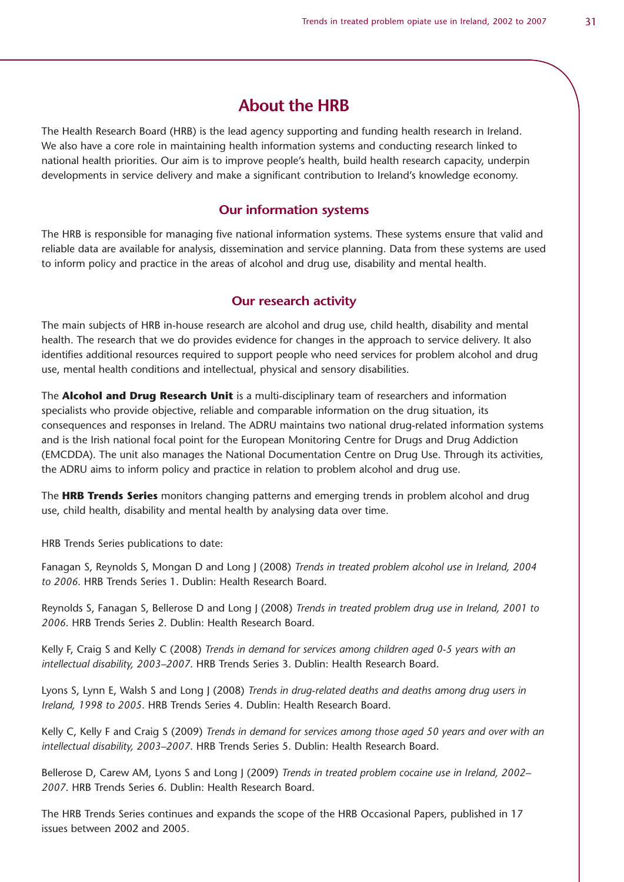# About the HRB

The Health Research Board (HRB) is the lead agency supporting and funding health research in Ireland. We also have a core role in maintaining health information systems and conducting research linked to national health priorities. Our aim is to improve people's health, build health research capacity, underpin developments in service delivery and make a significant contribution to Ireland's knowledge economy.

## Our information systems

The HRB is responsible for managing five national information systems. These systems ensure that valid and reliable data are available for analysis, dissemination and service planning. Data from these systems are used to inform policy and practice in the areas of alcohol and drug use, disability and mental health.

## Our research activity

The main subjects of HRB in-house research are alcohol and drug use, child health, disability and mental health. The research that we do provides evidence for changes in the approach to service delivery. It also identifies additional resources required to support people who need services for problem alcohol and drug use, mental health conditions and intellectual, physical and sensory disabilities.

The **Alcohol and Drug Research Unit** is a multi-disciplinary team of researchers and information specialists who provide objective, reliable and comparable information on the drug situation, its consequences and responses in Ireland. The ADRU maintains two national drug-related information systems and is the Irish national focal point for the European Monitoring Centre for Drugs and Drug Addiction (EMCDDA). The unit also manages the National Documentation Centre on Drug Use. Through its activities, the ADRU aims to inform policy and practice in relation to problem alcohol and drug use.

The **HRB Trends Series** monitors changing patterns and emerging trends in problem alcohol and drug use, child health, disability and mental health by analysing data over time.

HRB Trends Series publications to date:

Fanagan S, Reynolds S, Mongan D and Long J (2008) *Trends in treated problem alcohol use in Ireland, 2004 to 2006*. HRB Trends Series 1. Dublin: Health Research Board.

Reynolds S, Fanagan S, Bellerose D and Long J (2008) *Trends in treated problem drug use in Ireland, 2001 to 2006*. HRB Trends Series 2. Dublin: Health Research Board.

Kelly F, Craig S and Kelly C (2008) *Trends in demand for services among children aged 0-5 years with an intellectual disability, 2003–2007*. HRB Trends Series 3. Dublin: Health Research Board.

Lyons S, Lynn E, Walsh S and Long J (2008) *Trends in drug-related deaths and deaths among drug users in Ireland, 1998 to 2005*. HRB Trends Series 4. Dublin: Health Research Board.

Kelly C, Kelly F and Craig S (2009) *Trends in demand for services among those aged 50 years and over with an intellectual disability, 2003–2007*. HRB Trends Series 5. Dublin: Health Research Board.

Bellerose D, Carew AM, Lyons S and Long J (2009) *Trends in treated problem cocaine use in Ireland, 2002–2007*. HRB Trends Series 6. Dublin: Health Research Board.

The HRB Trends Series continues and expands the scope of the HRB Occasional Papers, published in 17 issues between 2002 and 2005.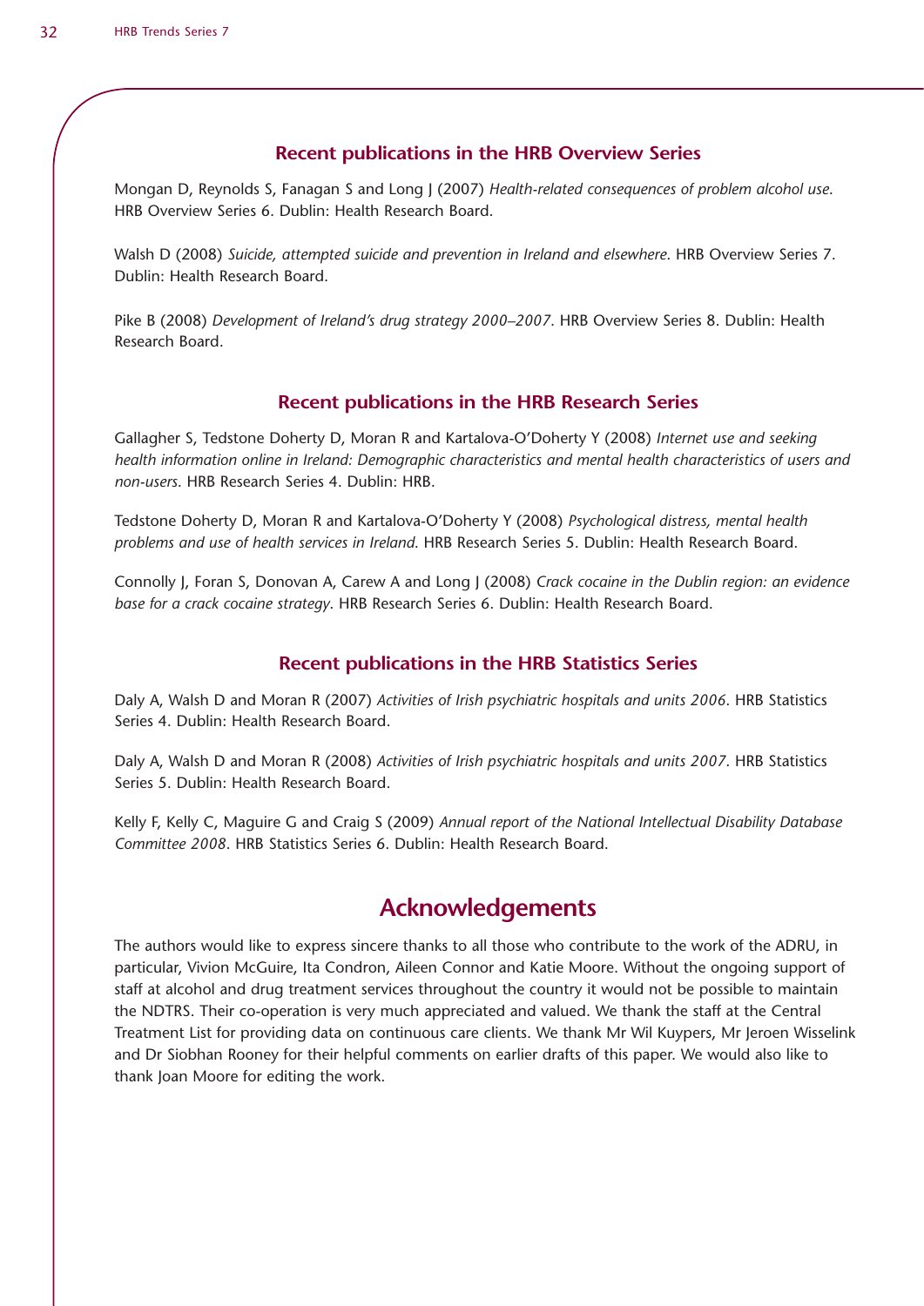## Recent publications in the HRB Overview Series

Mongan D, Reynolds S, Fanagan S and Long J (2007) *Health-related consequences of problem alcohol use.* HRB Overview Series 6. Dublin: Health Research Board.

Walsh D (2008) *Suicide, attempted suicide and prevention in Ireland and elsewhere*. HRB Overview Series 7. Dublin: Health Research Board.

Pike B (2008) *Development of Ireland's drug strategy 2000–2007*. HRB Overview Series 8. Dublin: Health Research Board.

## Recent publications in the HRB Research Series

Gallagher S, Tedstone Doherty D, Moran R and Kartalova-O'Doherty Y (2008) *Internet use and seeking health information online in Ireland: Demographic characteristics and mental health characteristics of users and non-users*. HRB Research Series 4. Dublin: HRB.

Tedstone Doherty D, Moran R and Kartalova-O'Doherty Y (2008) *Psychological distress, mental health problems and use of health services in Ireland.* HRB Research Series 5. Dublin: Health Research Board.

Connolly J, Foran S, Donovan A, Carew A and Long J (2008) *Crack cocaine in the Dublin region: an evidence base for a crack cocaine strategy*. HRB Research Series 6. Dublin: Health Research Board.

## Recent publications in the HRB Statistics Series

Daly A, Walsh D and Moran R (2007) *Activities of Irish psychiatric hospitals and units 2006*. HRB Statistics Series 4. Dublin: Health Research Board.

Daly A, Walsh D and Moran R (2008) *Activities of Irish psychiatric hospitals and units 2007*. HRB Statistics Series 5. Dublin: Health Research Board.

Kelly F, Kelly C, Maguire G and Craig S (2009) *Annual report of the National Intellectual Disability Database Committee 2008*. HRB Statistics Series 6. Dublin: Health Research Board.

# Acknowledgements

The authors would like to express sincere thanks to all those who contribute to the work of the ADRU, in particular, Vivion McGuire, Ita Condron, Aileen Connor and Katie Moore. Without the ongoing support of staff at alcohol and drug treatment services throughout the country it would not be possible to maintain the NDTRS. Their co-operation is very much appreciated and valued. We thank the staff at the Central Treatment List for providing data on continuous care clients. We thank Mr Wil Kuypers, Mr Jeroen Wisselink and Dr Siobhan Rooney for their helpful comments on earlier drafts of this paper. We would also like to thank Joan Moore for editing the work.